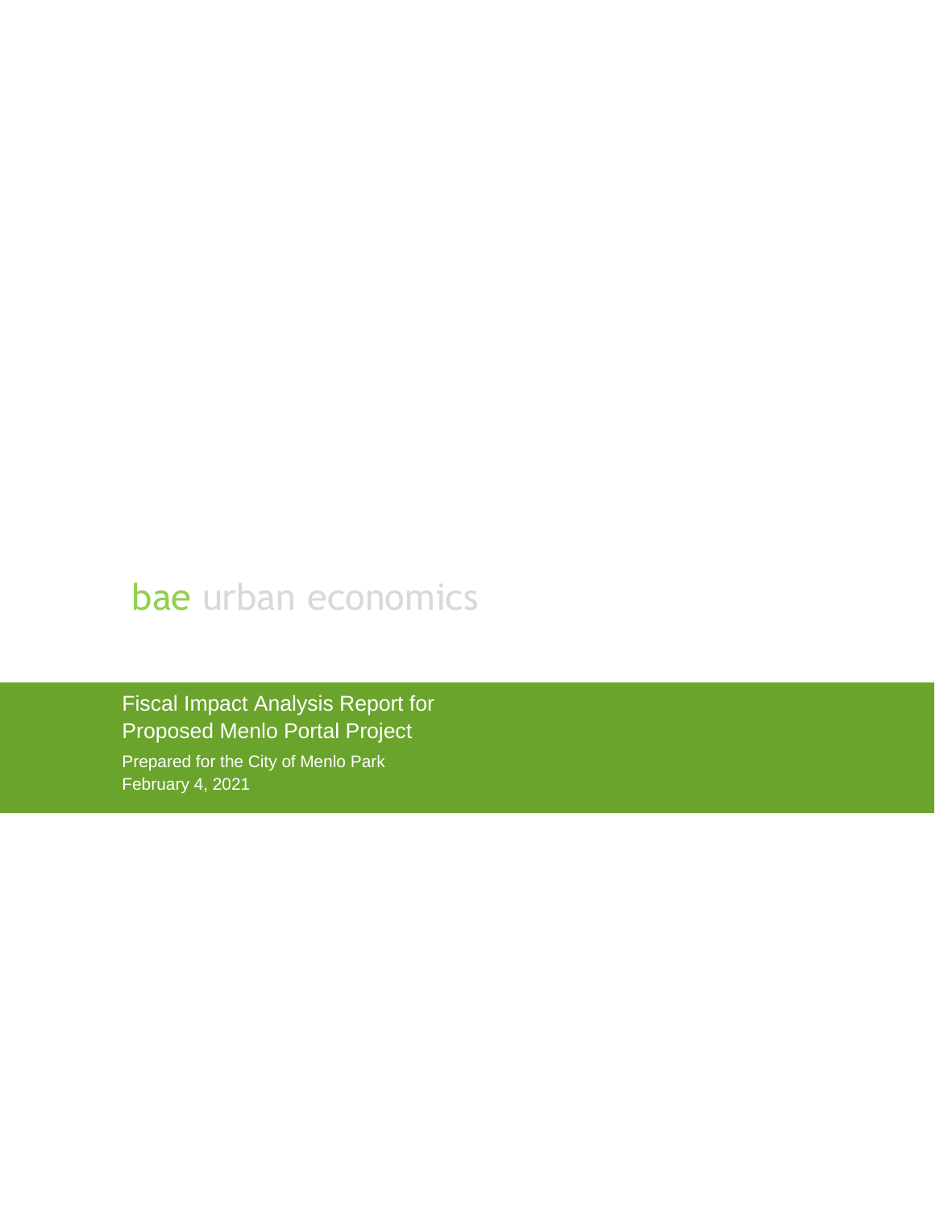bae urban economics

# Fiscal Impact Analysis Report for Proposed Menlo Portal Project

Prepared for the City of Menlo Park

February 4, 2021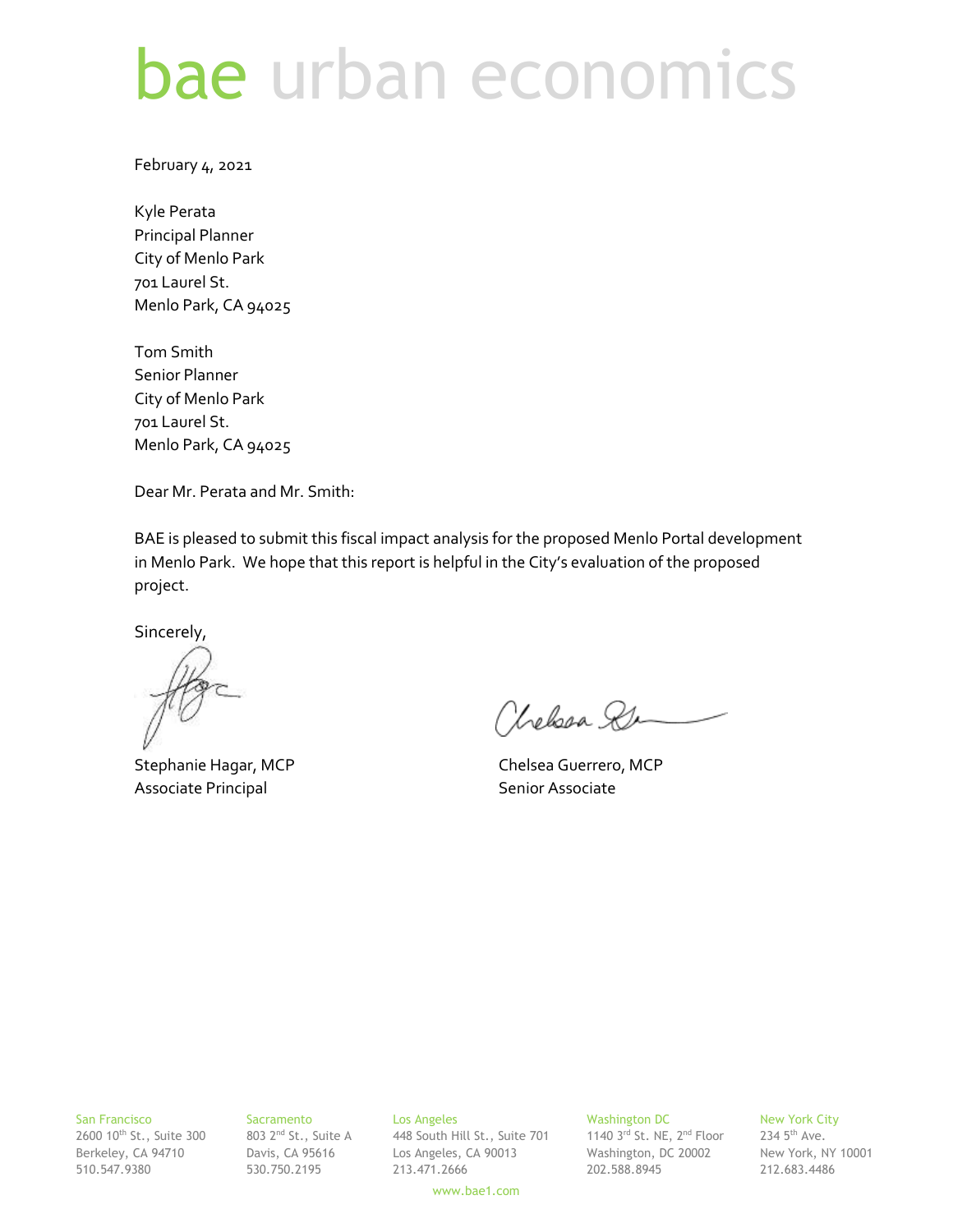# bae urban economics

February 4, 2021

Kyle Perata
Principal Planner
City of Menlo Park
701 Laurel St.
Menlo Park, CA 94025

Tom Smith
Senior Planner
City of Menlo Park
701 Laurel St.
Menlo Park, CA 94025

Dear Mr. Perata and Mr. Smith:

BAE is pleased to submit this fiscal impact analysis for the proposed Menlo Portal development in Menlo Park. We hope that this report is helpful in the City's evaluation of the proposed project.

Sincerely,

Stephanie Hagar, MCP
Associate Principal

Chelsea Guerrero, MCP
Senior Associate

San Francisco
2600 10th St., Suite 300
Berkeley, CA 94710
510.547.9380

Sacramento
803 2nd St., Suite A
Davis, CA 95616
530.750.2195

Los Angeles
448 South Hill St., Suite 701
Los Angeles, CA 90013
213.471.2666

Washington DC
1140 3rd St. NE, 2nd Floor
Washington, DC 20002
202.588.8945

New York City
234 5th Ave.
New York, NY 10001
212.683.4486

www.bae1.com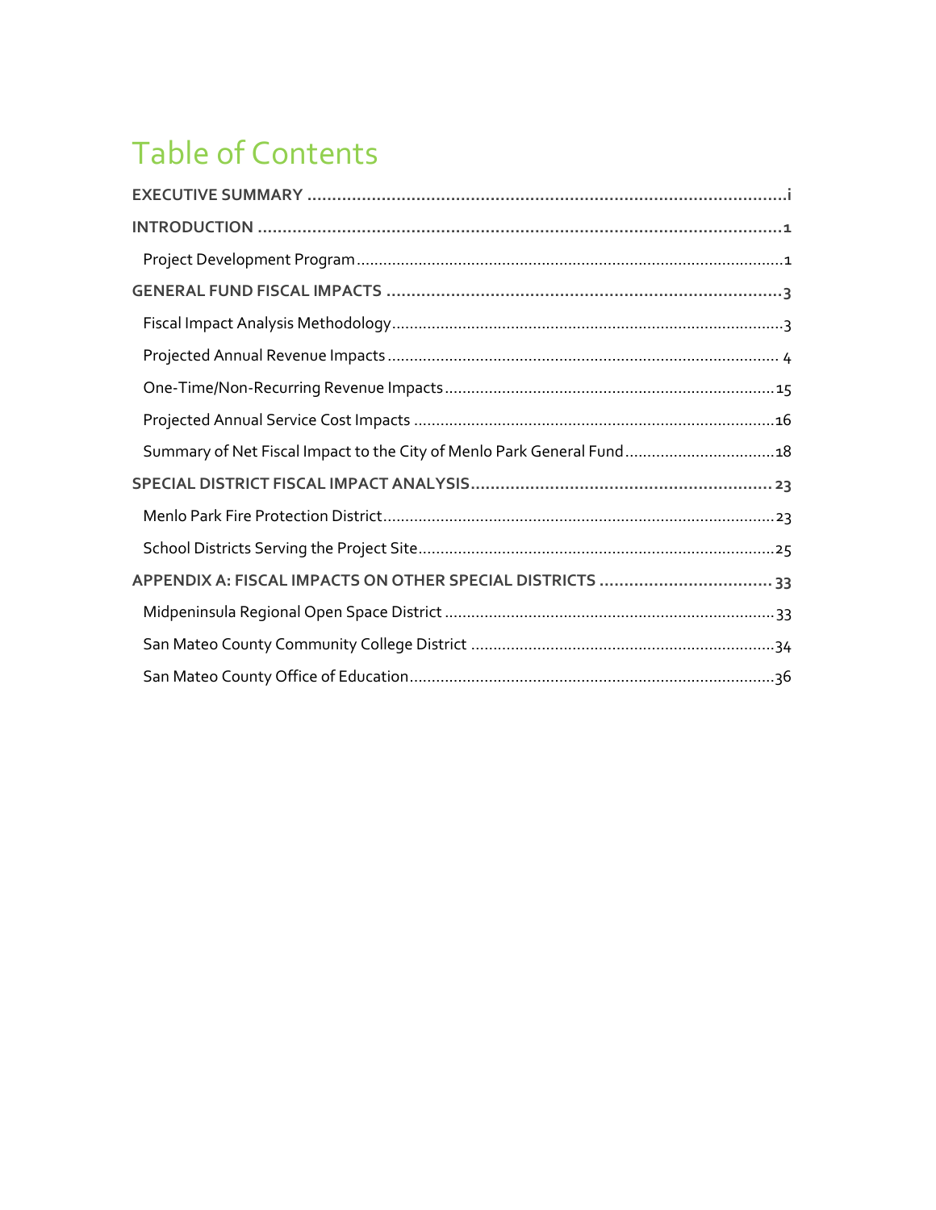# Table of Contents

**EXECUTIVE SUMMARY** ..................................................................................... i

**INTRODUCTION** ..................................................................................... 1

- Project Development Program ..................................................................................... 1

**GENERAL FUND FISCAL IMPACTS** ..................................................................................... 3

- Fiscal Impact Analysis Methodology ..................................................................................... 3
- Projected Annual Revenue Impacts ..................................................................................... 4
- One-Time/Non-Recurring Revenue Impacts ..................................................................................... 15
- Projected Annual Service Cost Impacts ..................................................................................... 16
- Summary of Net Fiscal Impact to the City of Menlo Park General Fund ..................................................................................... 18

**SPECIAL DISTRICT FISCAL IMPACT ANALYSIS** ..................................................................................... 23

- Menlo Park Fire Protection District ..................................................................................... 23
- School Districts Serving the Project Site ..................................................................................... 25

**APPENDIX A: FISCAL IMPACTS ON OTHER SPECIAL DISTRICTS** ..................................................................................... 33

- Midpeninsula Regional Open Space District ..................................................................................... 33
- San Mateo County Community College District ..................................................................................... 34
- San Mateo County Office of Education ..................................................................................... 36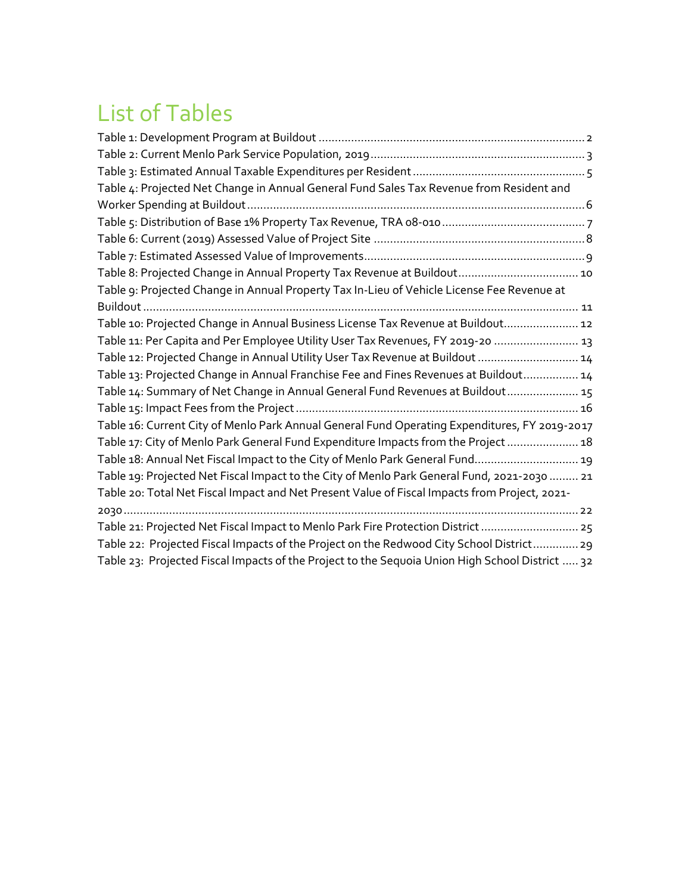# List of Tables

Table 1: Development Program at Buildout .................................................................................. 2
Table 2: Current Menlo Park Service Population, 2019 ................................................................. 3
Table 3: Estimated Annual Taxable Expenditures per Resident .................................................... 5
Table 4: Projected Net Change in Annual General Fund Sales Tax Revenue from Resident and Worker Spending at Buildout ....................................................................................................... 6
Table 5: Distribution of Base 1% Property Tax Revenue, TRA 08-010 ............................................ 7
Table 6: Current (2019) Assessed Value of Project Site ................................................................. 8
Table 7: Estimated Assessed Value of Improvements .................................................................... 9
Table 8: Projected Change in Annual Property Tax Revenue at Buildout ..................................... 10
Table 9: Projected Change in Annual Property Tax In-Lieu of Vehicle License Fee Revenue at Buildout ..................................................................................................................................... 11
Table 10: Projected Change in Annual Business License Tax Revenue at Buildout ....................... 12
Table 11: Per Capita and Per Employee Utility User Tax Revenues, FY 2019-20 .......................... 13
Table 12: Projected Change in Annual Utility User Tax Revenue at Buildout ............................... 14
Table 13: Projected Change in Annual Franchise Fee and Fines Revenues at Buildout ................. 14
Table 14: Summary of Net Change in Annual General Fund Revenues at Buildout ...................... 15
Table 15: Impact Fees from the Project ....................................................................................... 16
Table 16: Current City of Menlo Park Annual General Fund Operating Expenditures, FY 2019-20 17
Table 17: City of Menlo Park General Fund Expenditure Impacts from the Project ...................... 18
Table 18: Annual Net Fiscal Impact to the City of Menlo Park General Fund ................................ 19
Table 19: Projected Net Fiscal Impact to the City of Menlo Park General Fund, 2021-2030 ......... 21
Table 20: Total Net Fiscal Impact and Net Present Value of Fiscal Impacts from Project, 2021-2030 .......................................................................................................................................... 22
Table 21: Projected Net Fiscal Impact to Menlo Park Fire Protection District .............................. 25
Table 22: Projected Fiscal Impacts of the Project on the Redwood City School District .............. 29
Table 23: Projected Fiscal Impacts of the Project to the Sequoia Union High School District ..... 32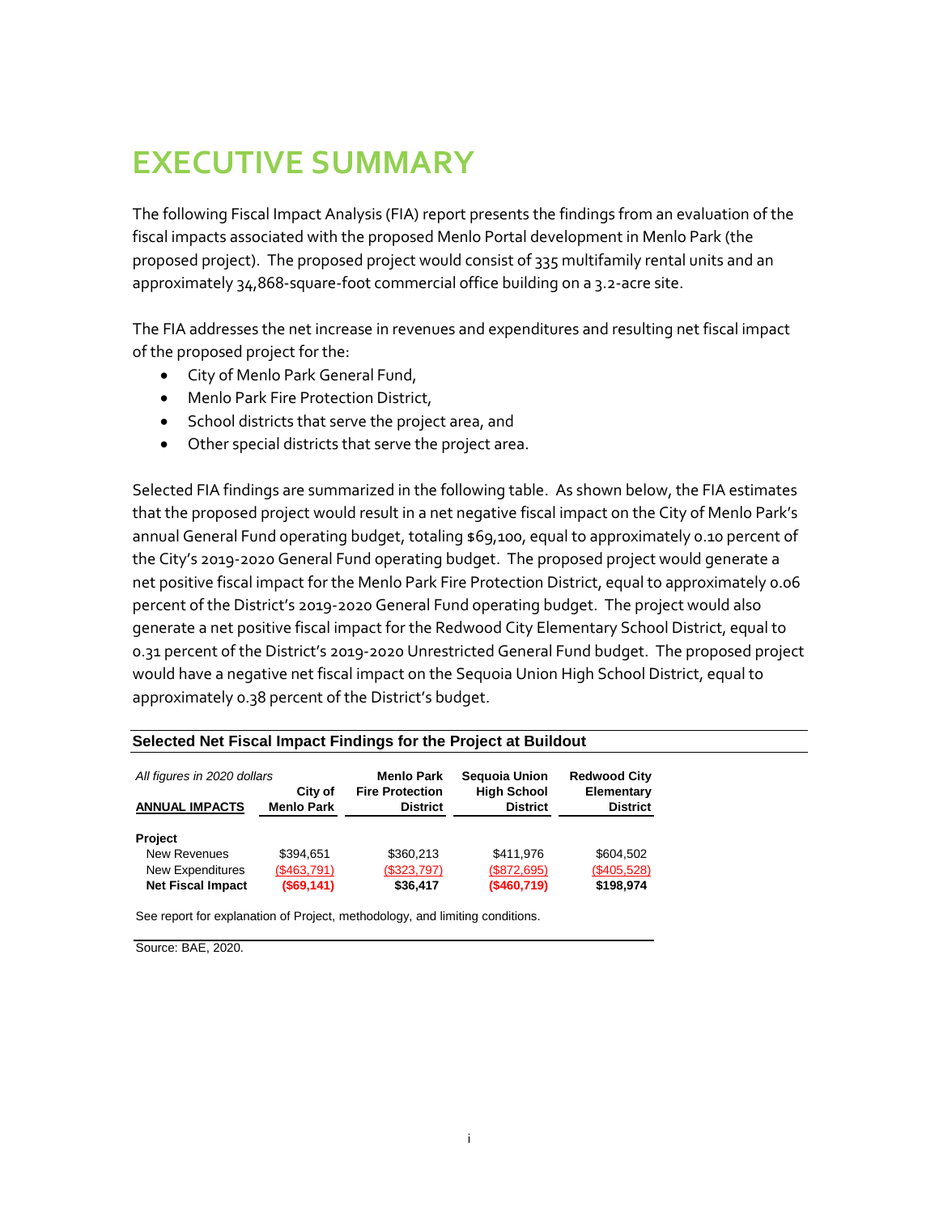# EXECUTIVE SUMMARY

The following Fiscal Impact Analysis (FIA) report presents the findings from an evaluation of the fiscal impacts associated with the proposed Menlo Portal development in Menlo Park (the proposed project). The proposed project would consist of 335 multifamily rental units and an approximately 34,868-square-foot commercial office building on a 3.2-acre site.

The FIA addresses the net increase in revenues and expenditures and resulting net fiscal impact of the proposed project for the:

- City of Menlo Park General Fund,
- Menlo Park Fire Protection District,
- School districts that serve the project area, and
- Other special districts that serve the project area.

Selected FIA findings are summarized in the following table. As shown below, the FIA estimates that the proposed project would result in a net negative fiscal impact on the City of Menlo Park's annual General Fund operating budget, totaling $69,100, equal to approximately 0.10 percent of the City's 2019-2020 General Fund operating budget. The proposed project would generate a net positive fiscal impact for the Menlo Park Fire Protection District, equal to approximately 0.06 percent of the District's 2019-2020 General Fund operating budget. The project would also generate a net positive fiscal impact for the Redwood City Elementary School District, equal to 0.31 percent of the District's 2019-2020 Unrestricted General Fund budget. The proposed project would have a negative net fiscal impact on the Sequoia Union High School District, equal to approximately 0.38 percent of the District's budget.

**Selected Net Fiscal Impact Findings for the Project at Buildout**

| *All figures in 2020 dollars* <br> **ANNUAL IMPACTS** | **City of Menlo Park** | **Menlo Park Fire Protection District** | **Sequoia Union High School District** | **Redwood City Elementary District** |
|---|---|---|---|---|
| **Project** | | | | |
| New Revenues | $394,651 | $360,213 | $411,976 | $604,502 |
| New Expenditures | ($463,791) | ($323,797) | ($872,695) | ($405,528) |
| **Net Fiscal Impact** | **($69,141)** | **$36,417** | **($460,719)** | **$198,974** |

See report for explanation of Project, methodology, and limiting conditions.

Source: BAE, 2020.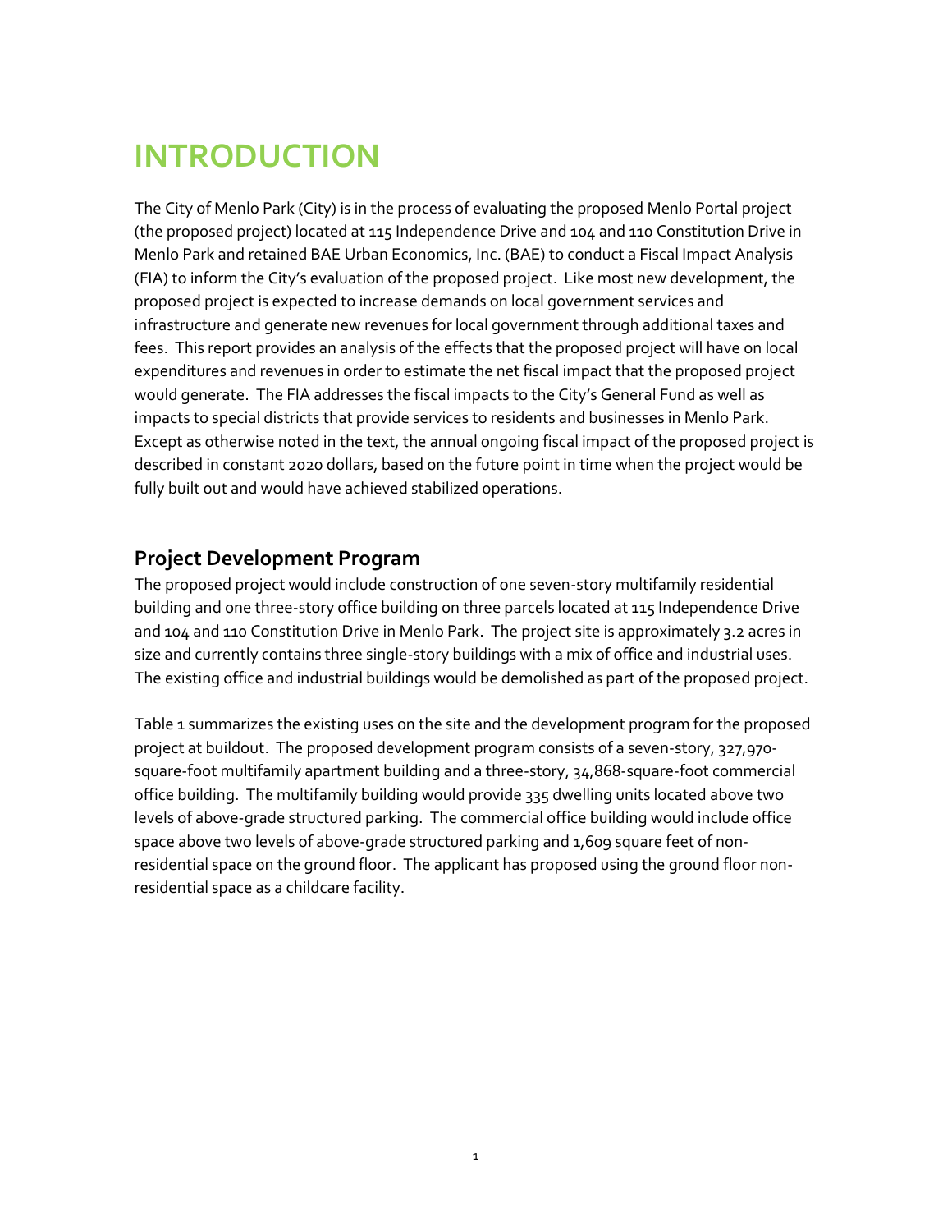# INTRODUCTION

The City of Menlo Park (City) is in the process of evaluating the proposed Menlo Portal project (the proposed project) located at 115 Independence Drive and 104 and 110 Constitution Drive in Menlo Park and retained BAE Urban Economics, Inc. (BAE) to conduct a Fiscal Impact Analysis (FIA) to inform the City's evaluation of the proposed project. Like most new development, the proposed project is expected to increase demands on local government services and infrastructure and generate new revenues for local government through additional taxes and fees. This report provides an analysis of the effects that the proposed project will have on local expenditures and revenues in order to estimate the net fiscal impact that the proposed project would generate. The FIA addresses the fiscal impacts to the City's General Fund as well as impacts to special districts that provide services to residents and businesses in Menlo Park. Except as otherwise noted in the text, the annual ongoing fiscal impact of the proposed project is described in constant 2020 dollars, based on the future point in time when the project would be fully built out and would have achieved stabilized operations.

## Project Development Program

The proposed project would include construction of one seven-story multifamily residential building and one three-story office building on three parcels located at 115 Independence Drive and 104 and 110 Constitution Drive in Menlo Park. The project site is approximately 3.2 acres in size and currently contains three single-story buildings with a mix of office and industrial uses. The existing office and industrial buildings would be demolished as part of the proposed project.

Table 1 summarizes the existing uses on the site and the development program for the proposed project at buildout. The proposed development program consists of a seven-story, 327,970-square-foot multifamily apartment building and a three-story, 34,868-square-foot commercial office building. The multifamily building would provide 335 dwelling units located above two levels of above-grade structured parking. The commercial office building would include office space above two levels of above-grade structured parking and 1,609 square feet of non-residential space on the ground floor. The applicant has proposed using the ground floor non-residential space as a childcare facility.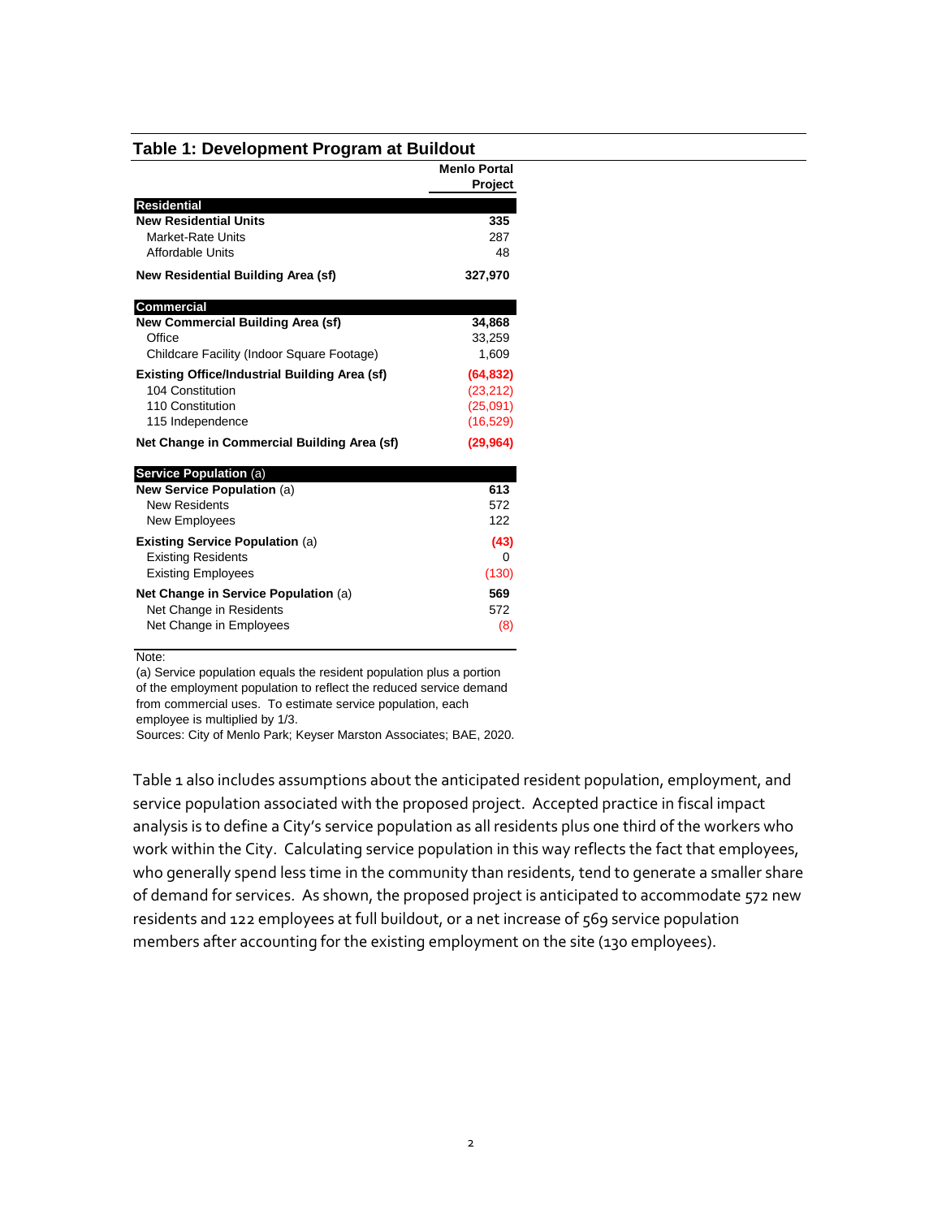## Table 1: Development Program at Buildout

| | Menlo Portal Project |
|---|---|
| **Residential** | |
| **New Residential Units** | **335** |
| Market-Rate Units | 287 |
| Affordable Units | 48 |
| **New Residential Building Area (sf)** | **327,970** |
| **Commercial** | |
| **New Commercial Building Area (sf)** | **34,868** |
| Office | 33,259 |
| Childcare Facility (Indoor Square Footage) | 1,609 |
| **Existing Office/Industrial Building Area (sf)** | **(64,832)** |
| 104 Constitution | (23,212) |
| 110 Constitution | (25,091) |
| 115 Independence | (16,529) |
| **Net Change in Commercial Building Area (sf)** | **(29,964)** |
| **Service Population** (a) | |
| **New Service Population** (a) | **613** |
| New Residents | 572 |
| New Employees | 122 |
| **Existing Service Population** (a) | **(43)** |
| Existing Residents | 0 |
| Existing Employees | (130) |
| **Net Change in Service Population** (a) | **569** |
| Net Change in Residents | 572 |
| Net Change in Employees | (8) |

Note:
(a) Service population equals the resident population plus a portion of the employment population to reflect the reduced service demand from commercial uses. To estimate service population, each employee is multiplied by 1/3.
Sources: City of Menlo Park; Keyser Marston Associates; BAE, 2020.

Table 1 also includes assumptions about the anticipated resident population, employment, and service population associated with the proposed project. Accepted practice in fiscal impact analysis is to define a City's service population as all residents plus one third of the workers who work within the City. Calculating service population in this way reflects the fact that employees, who generally spend less time in the community than residents, tend to generate a smaller share of demand for services. As shown, the proposed project is anticipated to accommodate 572 new residents and 122 employees at full buildout, or a net increase of 569 service population members after accounting for the existing employment on the site (130 employees).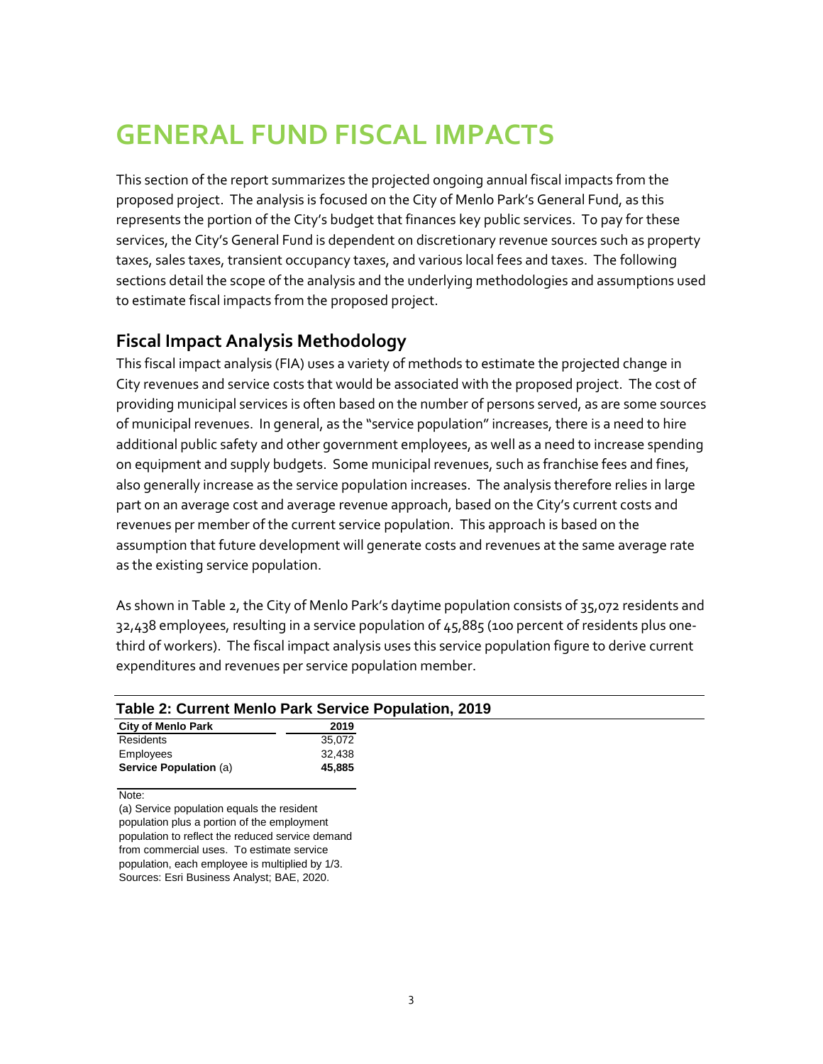# GENERAL FUND FISCAL IMPACTS

This section of the report summarizes the projected ongoing annual fiscal impacts from the proposed project. The analysis is focused on the City of Menlo Park's General Fund, as this represents the portion of the City's budget that finances key public services. To pay for these services, the City's General Fund is dependent on discretionary revenue sources such as property taxes, sales taxes, transient occupancy taxes, and various local fees and taxes. The following sections detail the scope of the analysis and the underlying methodologies and assumptions used to estimate fiscal impacts from the proposed project.

## Fiscal Impact Analysis Methodology

This fiscal impact analysis (FIA) uses a variety of methods to estimate the projected change in City revenues and service costs that would be associated with the proposed project. The cost of providing municipal services is often based on the number of persons served, as are some sources of municipal revenues. In general, as the "service population" increases, there is a need to hire additional public safety and other government employees, as well as a need to increase spending on equipment and supply budgets. Some municipal revenues, such as franchise fees and fines, also generally increase as the service population increases. The analysis therefore relies in large part on an average cost and average revenue approach, based on the City's current costs and revenues per member of the current service population. This approach is based on the assumption that future development will generate costs and revenues at the same average rate as the existing service population.

As shown in Table 2, the City of Menlo Park's daytime population consists of 35,072 residents and 32,438 employees, resulting in a service population of 45,885 (100 percent of residents plus one-third of workers). The fiscal impact analysis uses this service population figure to derive current expenditures and revenues per service population member.

**Table 2: Current Menlo Park Service Population, 2019**

| City of Menlo Park | 2019 |
|---|---|
| Residents | 35,072 |
| Employees | 32,438 |
| **Service Population** (a) | **45,885** |

Note:
(a) Service population equals the resident population plus a portion of the employment population to reflect the reduced service demand from commercial uses. To estimate service population, each employee is multiplied by 1/3.
Sources: Esri Business Analyst; BAE, 2020.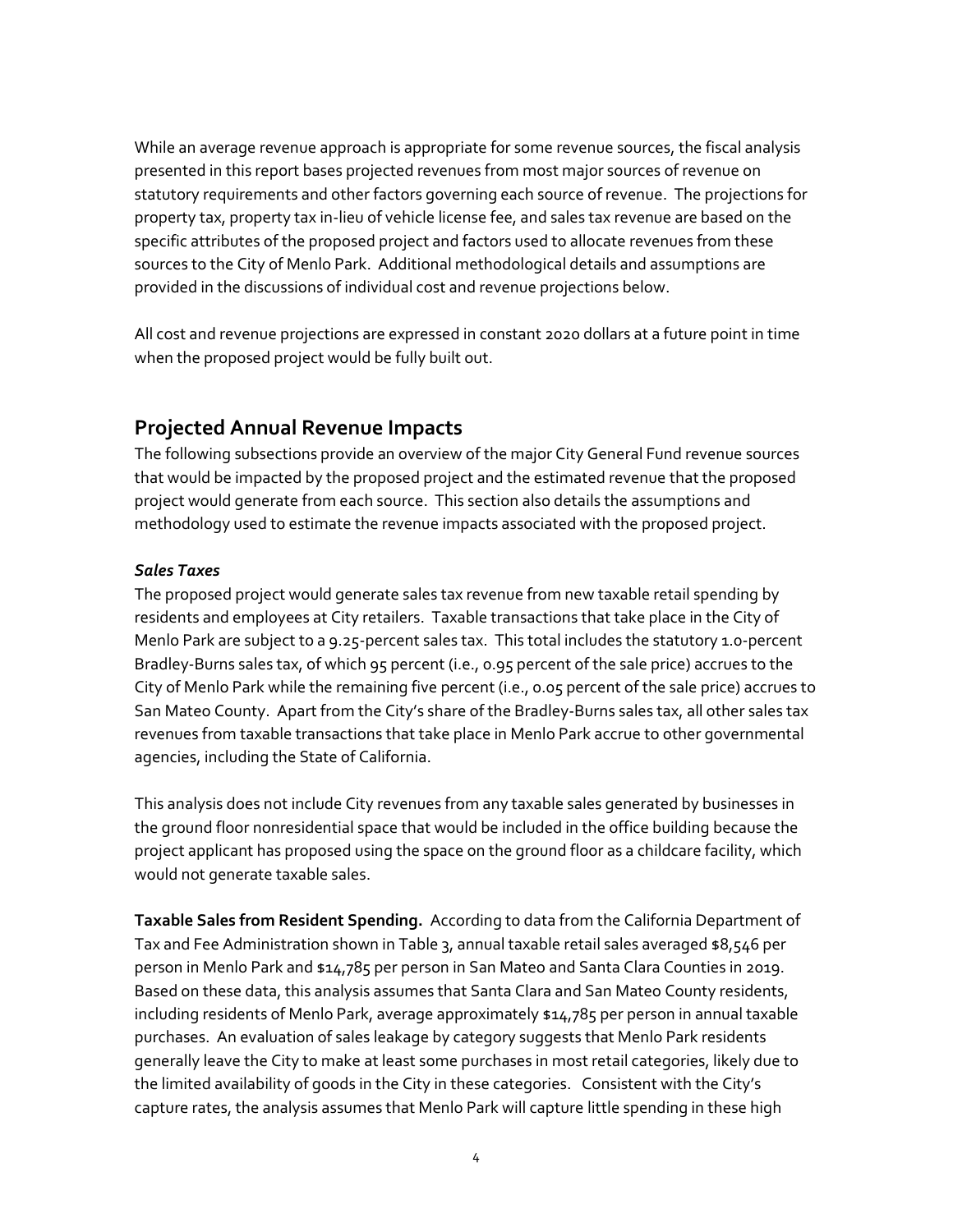While an average revenue approach is appropriate for some revenue sources, the fiscal analysis presented in this report bases projected revenues from most major sources of revenue on statutory requirements and other factors governing each source of revenue. The projections for property tax, property tax in-lieu of vehicle license fee, and sales tax revenue are based on the specific attributes of the proposed project and factors used to allocate revenues from these sources to the City of Menlo Park. Additional methodological details and assumptions are provided in the discussions of individual cost and revenue projections below.

All cost and revenue projections are expressed in constant 2020 dollars at a future point in time when the proposed project would be fully built out.

## Projected Annual Revenue Impacts

The following subsections provide an overview of the major City General Fund revenue sources that would be impacted by the proposed project and the estimated revenue that the proposed project would generate from each source. This section also details the assumptions and methodology used to estimate the revenue impacts associated with the proposed project.

### *Sales Taxes*

The proposed project would generate sales tax revenue from new taxable retail spending by residents and employees at City retailers. Taxable transactions that take place in the City of Menlo Park are subject to a 9.25-percent sales tax. This total includes the statutory 1.0-percent Bradley-Burns sales tax, of which 95 percent (i.e., 0.95 percent of the sale price) accrues to the City of Menlo Park while the remaining five percent (i.e., 0.05 percent of the sale price) accrues to San Mateo County. Apart from the City's share of the Bradley-Burns sales tax, all other sales tax revenues from taxable transactions that take place in Menlo Park accrue to other governmental agencies, including the State of California.

This analysis does not include City revenues from any taxable sales generated by businesses in the ground floor nonresidential space that would be included in the office building because the project applicant has proposed using the space on the ground floor as a childcare facility, which would not generate taxable sales.

**Taxable Sales from Resident Spending.** According to data from the California Department of Tax and Fee Administration shown in Table 3, annual taxable retail sales averaged $8,546 per person in Menlo Park and $14,785 per person in San Mateo and Santa Clara Counties in 2019. Based on these data, this analysis assumes that Santa Clara and San Mateo County residents, including residents of Menlo Park, average approximately $14,785 per person in annual taxable purchases. An evaluation of sales leakage by category suggests that Menlo Park residents generally leave the City to make at least some purchases in most retail categories, likely due to the limited availability of goods in the City in these categories. Consistent with the City's capture rates, the analysis assumes that Menlo Park will capture little spending in these high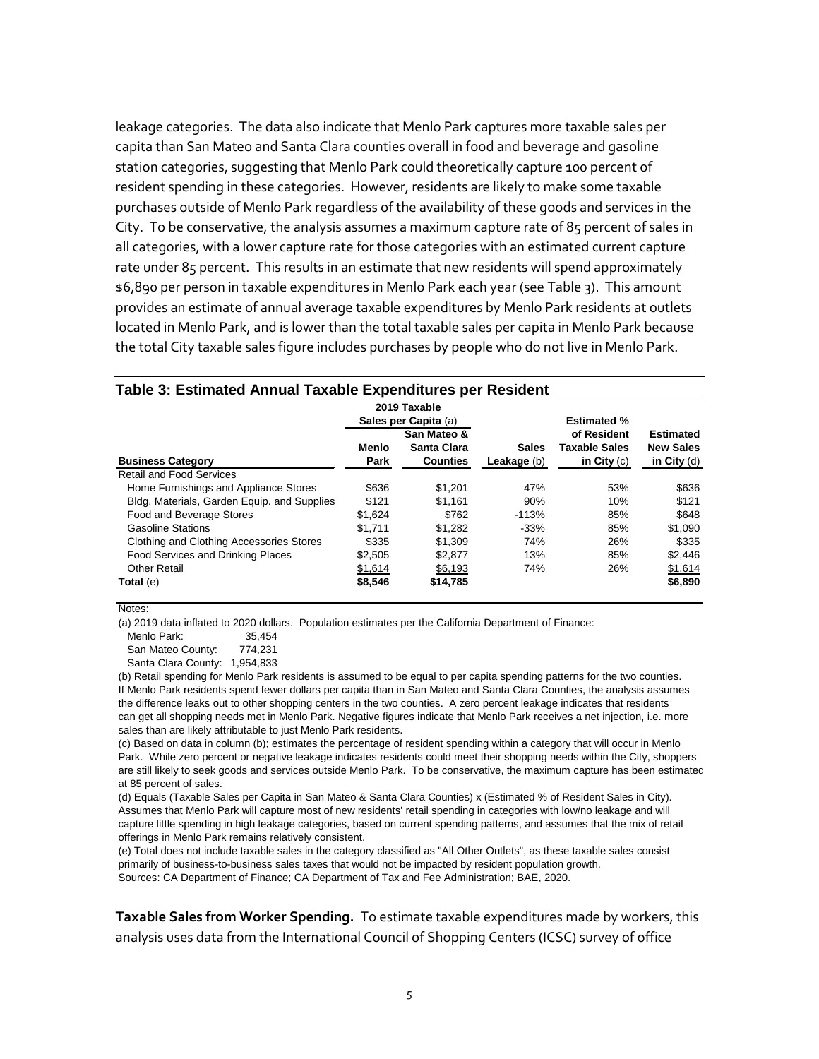leakage categories. The data also indicate that Menlo Park captures more taxable sales per capita than San Mateo and Santa Clara counties overall in food and beverage and gasoline station categories, suggesting that Menlo Park could theoretically capture 100 percent of resident spending in these categories. However, residents are likely to make some taxable purchases outside of Menlo Park regardless of the availability of these goods and services in the City. To be conservative, the analysis assumes a maximum capture rate of 85 percent of sales in all categories, with a lower capture rate for those categories with an estimated current capture rate under 85 percent. This results in an estimate that new residents will spend approximately $6,890 per person in taxable expenditures in Menlo Park each year (see Table 3). This amount provides an estimate of annual average taxable expenditures by Menlo Park residents at outlets located in Menlo Park, and is lower than the total taxable sales per capita in Menlo Park because the total City taxable sales figure includes purchases by people who do not live in Menlo Park.

**Table 3: Estimated Annual Taxable Expenditures per Resident**

| Business Category | 2019 Taxable Sales per Capita (a) Menlo Park | 2019 Taxable Sales per Capita (a) San Mateo & Santa Clara Counties | Sales Leakage (b) | Estimated % of Resident Taxable Sales in City (c) | Estimated New Sales in City (d) |
|---|---|---|---|---|---|
| **Retail and Food Services** | | | | | |
| Home Furnishings and Appliance Stores | $636 | $1,201 | 47% | 53% | $636 |
| Bldg. Materials, Garden Equip. and Supplies | $121 | $1,161 | 90% | 10% | $121 |
| Food and Beverage Stores | $1,624 | $762 | -113% | 85% | $648 |
| Gasoline Stations | $1,711 | $1,282 | -33% | 85% | $1,090 |
| Clothing and Clothing Accessories Stores | $335 | $1,309 | 74% | 26% | $335 |
| Food Services and Drinking Places | $2,505 | $2,877 | 13% | 85% | $2,446 |
| Other Retail | $1,614 | $6,193 | 74% | 26% | $1,614 |
| **Total** (e) | **$8,546** | **$14,785** | | | **$6,890** |

Notes:

(a) 2019 data inflated to 2020 dollars. Population estimates per the California Department of Finance:
Menlo Park: 35,454
San Mateo County: 774,231
Santa Clara County: 1,954,833

(b) Retail spending for Menlo Park residents is assumed to be equal to per capita spending patterns for the two counties. If Menlo Park residents spend fewer dollars per capita than in San Mateo and Santa Clara Counties, the analysis assumes the difference leaks out to other shopping centers in the two counties. A zero percent leakage indicates that residents can get all shopping needs met in Menlo Park. Negative figures indicate that Menlo Park receives a net injection, i.e. more sales than are likely attributable to just Menlo Park residents.

(c) Based on data in column (b); estimates the percentage of resident spending within a category that will occur in Menlo Park. While zero percent or negative leakage indicates residents could meet their shopping needs within the City, shoppers are still likely to seek goods and services outside Menlo Park. To be conservative, the maximum capture has been estimated at 85 percent of sales.

(d) Equals (Taxable Sales per Capita in San Mateo & Santa Clara Counties) x (Estimated % of Resident Sales in City). Assumes that Menlo Park will capture most of new residents' retail spending in categories with low/no leakage and will capture little spending in high leakage categories, based on current spending patterns, and assumes that the mix of retail offerings in Menlo Park remains relatively consistent.

(e) Total does not include taxable sales in the category classified as "All Other Outlets", as these taxable sales consist primarily of business-to-business sales taxes that would not be impacted by resident population growth.

Sources: CA Department of Finance; CA Department of Tax and Fee Administration; BAE, 2020.

**Taxable Sales from Worker Spending.** To estimate taxable expenditures made by workers, this analysis uses data from the International Council of Shopping Centers (ICSC) survey of office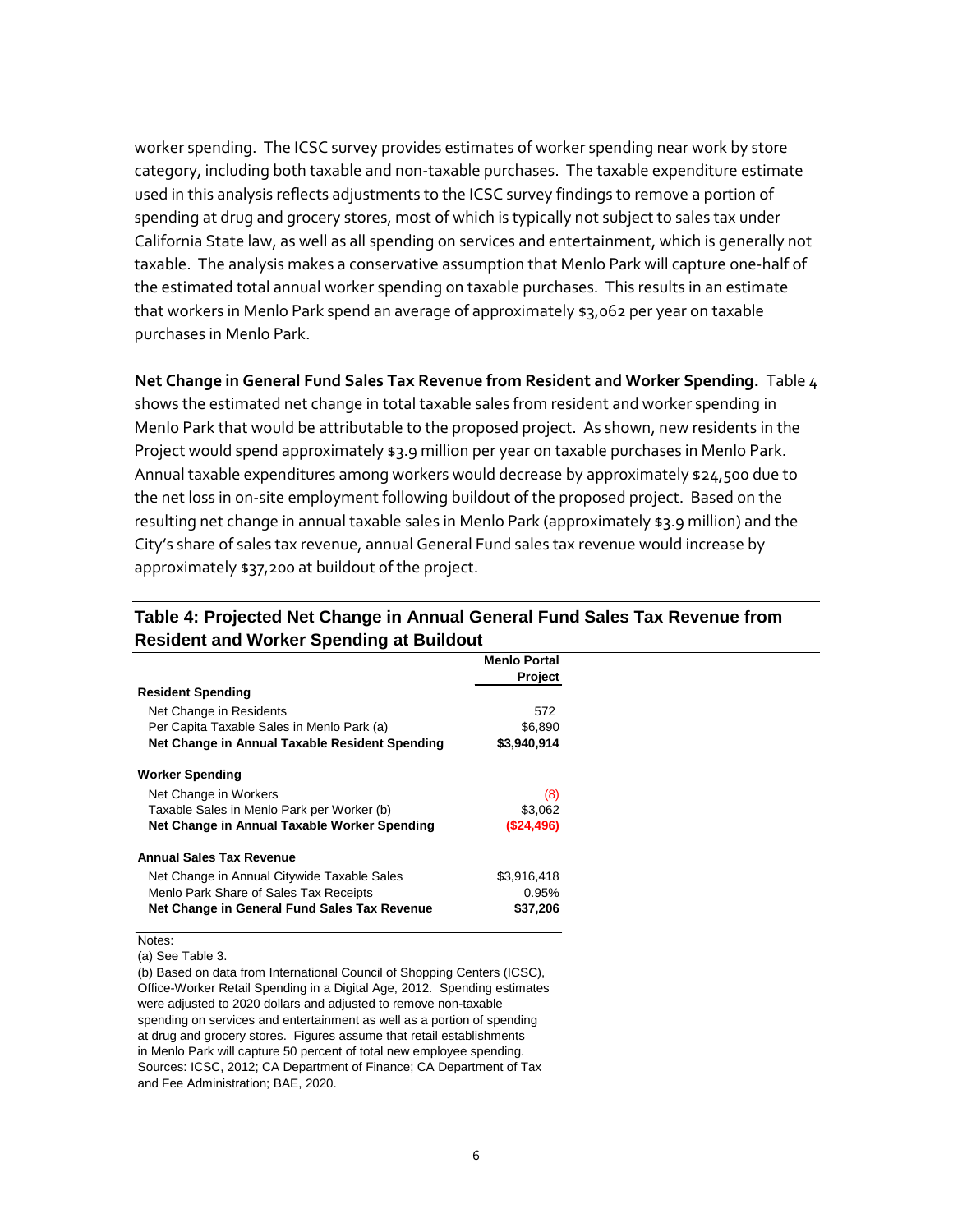worker spending. The ICSC survey provides estimates of worker spending near work by store category, including both taxable and non-taxable purchases. The taxable expenditure estimate used in this analysis reflects adjustments to the ICSC survey findings to remove a portion of spending at drug and grocery stores, most of which is typically not subject to sales tax under California State law, as well as all spending on services and entertainment, which is generally not taxable. The analysis makes a conservative assumption that Menlo Park will capture one-half of the estimated total annual worker spending on taxable purchases. This results in an estimate that workers in Menlo Park spend an average of approximately $3,062 per year on taxable purchases in Menlo Park.

**Net Change in General Fund Sales Tax Revenue from Resident and Worker Spending.** Table 4 shows the estimated net change in total taxable sales from resident and worker spending in Menlo Park that would be attributable to the proposed project. As shown, new residents in the Project would spend approximately $3.9 million per year on taxable purchases in Menlo Park. Annual taxable expenditures among workers would decrease by approximately $24,500 due to the net loss in on-site employment following buildout of the proposed project. Based on the resulting net change in annual taxable sales in Menlo Park (approximately $3.9 million) and the City's share of sales tax revenue, annual General Fund sales tax revenue would increase by approximately $37,200 at buildout of the project.

**Table 4: Projected Net Change in Annual General Fund Sales Tax Revenue from Resident and Worker Spending at Buildout**

| | Menlo Portal Project |
|---|---|
| **Resident Spending** | |
| Net Change in Residents | 572 |
| Per Capita Taxable Sales in Menlo Park (a) | $6,890 |
| **Net Change in Annual Taxable Resident Spending** | **$3,940,914** |
| **Worker Spending** | |
| Net Change in Workers | (8) |
| Taxable Sales in Menlo Park per Worker (b) | $3,062 |
| **Net Change in Annual Taxable Worker Spending** | **($24,496)** |
| **Annual Sales Tax Revenue** | |
| Net Change in Annual Citywide Taxable Sales | $3,916,418 |
| Menlo Park Share of Sales Tax Receipts | 0.95% |
| **Net Change in General Fund Sales Tax Revenue** | **$37,206** |

Notes:

(a) See Table 3.

(b) Based on data from International Council of Shopping Centers (ICSC), Office-Worker Retail Spending in a Digital Age, 2012. Spending estimates were adjusted to 2020 dollars and adjusted to remove non-taxable spending on services and entertainment as well as a portion of spending at drug and grocery stores. Figures assume that retail establishments in Menlo Park will capture 50 percent of total new employee spending.

Sources: ICSC, 2012; CA Department of Finance; CA Department of Tax and Fee Administration; BAE, 2020.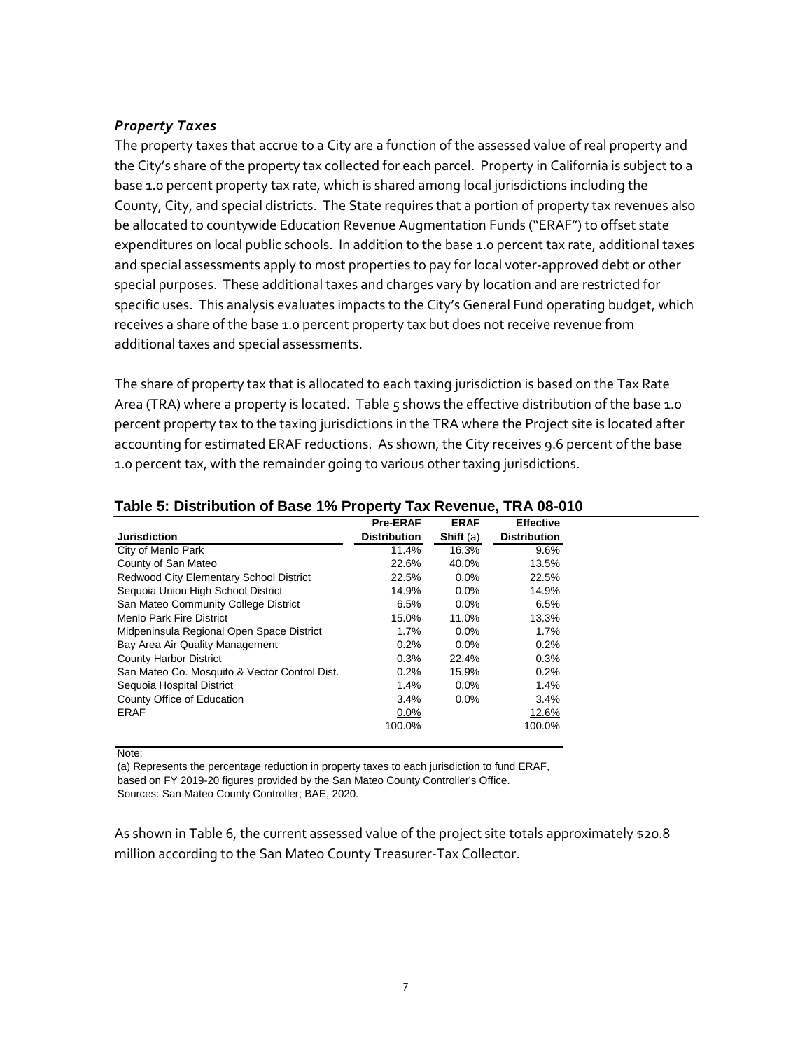### *Property Taxes*

The property taxes that accrue to a City are a function of the assessed value of real property and the City's share of the property tax collected for each parcel. Property in California is subject to a base 1.0 percent property tax rate, which is shared among local jurisdictions including the County, City, and special districts. The State requires that a portion of property tax revenues also be allocated to countywide Education Revenue Augmentation Funds ("ERAF") to offset state expenditures on local public schools. In addition to the base 1.0 percent tax rate, additional taxes and special assessments apply to most properties to pay for local voter-approved debt or other special purposes. These additional taxes and charges vary by location and are restricted for specific uses. This analysis evaluates impacts to the City's General Fund operating budget, which receives a share of the base 1.0 percent property tax but does not receive revenue from additional taxes and special assessments.

The share of property tax that is allocated to each taxing jurisdiction is based on the Tax Rate Area (TRA) where a property is located. Table 5 shows the effective distribution of the base 1.0 percent property tax to the taxing jurisdictions in the TRA where the Project site is located after accounting for estimated ERAF reductions. As shown, the City receives 9.6 percent of the base 1.0 percent tax, with the remainder going to various other taxing jurisdictions.

**Table 5: Distribution of Base 1% Property Tax Revenue, TRA 08-010**

| Jurisdiction | Pre-ERAF Distribution | ERAF Shift (a) | Effective Distribution |
|---|---|---|---|
| City of Menlo Park | 11.4% | 16.3% | 9.6% |
| County of San Mateo | 22.6% | 40.0% | 13.5% |
| Redwood City Elementary School District | 22.5% | 0.0% | 22.5% |
| Sequoia Union High School District | 14.9% | 0.0% | 14.9% |
| San Mateo Community College District | 6.5% | 0.0% | 6.5% |
| Menlo Park Fire District | 15.0% | 11.0% | 13.3% |
| Midpeninsula Regional Open Space District | 1.7% | 0.0% | 1.7% |
| Bay Area Air Quality Management | 0.2% | 0.0% | 0.2% |
| County Harbor District | 0.3% | 22.4% | 0.3% |
| San Mateo Co. Mosquito & Vector Control Dist. | 0.2% | 15.9% | 0.2% |
| Sequoia Hospital District | 1.4% | 0.0% | 1.4% |
| County Office of Education | 3.4% | 0.0% | 3.4% |
| ERAF | 0.0% | | 12.6% |
| | 100.0% | | 100.0% |

Note:

(a) Represents the percentage reduction in property taxes to each jurisdiction to fund ERAF, based on FY 2019-20 figures provided by the San Mateo County Controller's Office.

Sources: San Mateo County Controller; BAE, 2020.

As shown in Table 6, the current assessed value of the project site totals approximately $20.8 million according to the San Mateo County Treasurer-Tax Collector.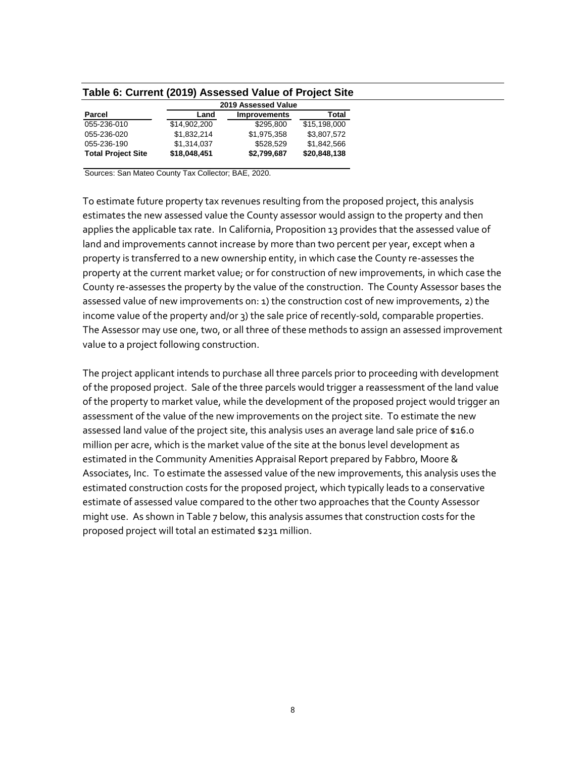**Table 6: Current (2019) Assessed Value of Project Site**

| Parcel | 2019 Assessed Value Land | Improvements | Total |
|---|---|---|---|
| 055-236-010 | $14,902,200 | $295,800 | $15,198,000 |
| 055-236-020 | $1,832,214 | $1,975,358 | $3,807,572 |
| 055-236-190 | $1,314,037 | $528,529 | $1,842,566 |
| **Total Project Site** | **$18,048,451** | **$2,799,687** | **$20,848,138** |

Sources: San Mateo County Tax Collector; BAE, 2020.

To estimate future property tax revenues resulting from the proposed project, this analysis estimates the new assessed value the County assessor would assign to the property and then applies the applicable tax rate. In California, Proposition 13 provides that the assessed value of land and improvements cannot increase by more than two percent per year, except when a property is transferred to a new ownership entity, in which case the County re-assesses the property at the current market value; or for construction of new improvements, in which case the County re-assesses the property by the value of the construction. The County Assessor bases the assessed value of new improvements on: 1) the construction cost of new improvements, 2) the income value of the property and/or 3) the sale price of recently-sold, comparable properties. The Assessor may use one, two, or all three of these methods to assign an assessed improvement value to a project following construction.

The project applicant intends to purchase all three parcels prior to proceeding with development of the proposed project. Sale of the three parcels would trigger a reassessment of the land value of the property to market value, while the development of the proposed project would trigger an assessment of the value of the new improvements on the project site. To estimate the new assessed land value of the project site, this analysis uses an average land sale price of $16.0 million per acre, which is the market value of the site at the bonus level development as estimated in the Community Amenities Appraisal Report prepared by Fabbro, Moore & Associates, Inc. To estimate the assessed value of the new improvements, this analysis uses the estimated construction costs for the proposed project, which typically leads to a conservative estimate of assessed value compared to the other two approaches that the County Assessor might use. As shown in Table 7 below, this analysis assumes that construction costs for the proposed project will total an estimated $231 million.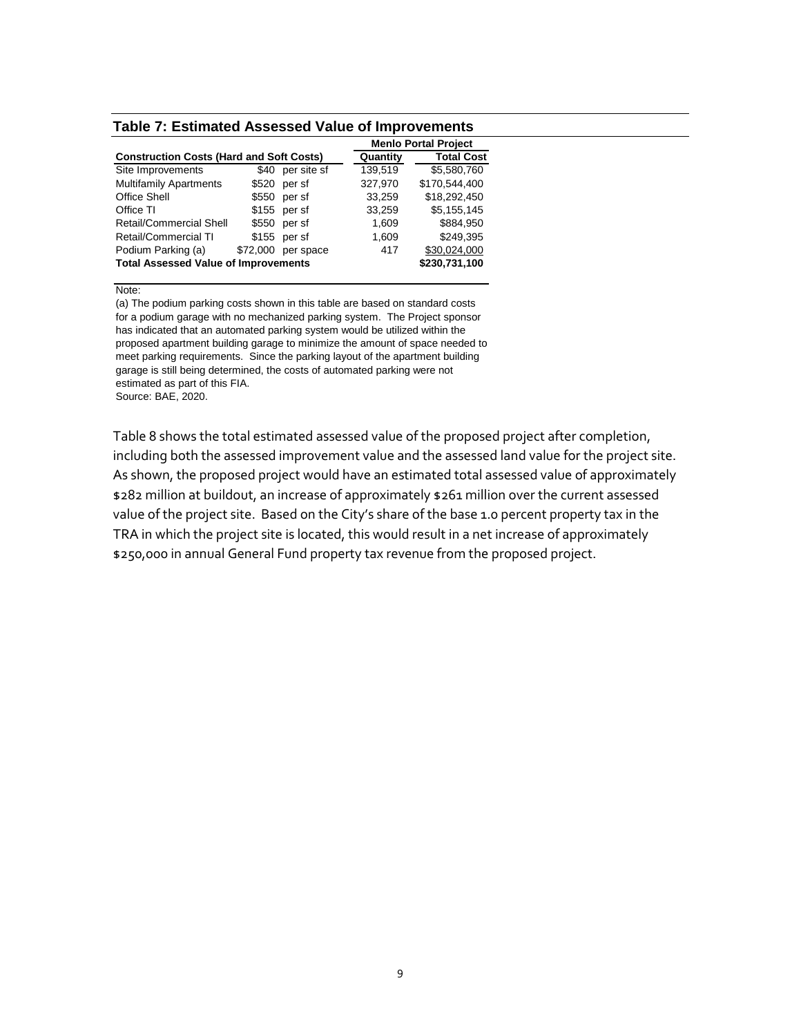### Table 7: Estimated Assessed Value of Improvements

| Construction Costs (Hard and Soft Costs) | | | Menlo Portal Project | |
|---|---|---|---|---|
| | | | Quantity | Total Cost |
| Site Improvements | $40 | per site sf | 139,519 | $5,580,760 |
| Multifamily Apartments | $520 | per sf | 327,970 | $170,544,400 |
| Office Shell | $550 | per sf | 33,259 | $18,292,450 |
| Office TI | $155 | per sf | 33,259 | $5,155,145 |
| Retail/Commercial Shell | $550 | per sf | 1,609 | $884,950 |
| Retail/Commercial TI | $155 | per sf | 1,609 | $249,395 |
| Podium Parking (a) | $72,000 | per space | 417 | $30,024,000 |
| **Total Assessed Value of Improvements** | | | | **$230,731,100** |

Note:

(a) The podium parking costs shown in this table are based on standard costs for a podium garage with no mechanized parking system. The Project sponsor has indicated that an automated parking system would be utilized within the proposed apartment building garage to minimize the amount of space needed to meet parking requirements. Since the parking layout of the apartment building garage is still being determined, the costs of automated parking were not estimated as part of this FIA.

Source: BAE, 2020.

Table 8 shows the total estimated assessed value of the proposed project after completion, including both the assessed improvement value and the assessed land value for the project site. As shown, the proposed project would have an estimated total assessed value of approximately $282 million at buildout, an increase of approximately $261 million over the current assessed value of the project site. Based on the City's share of the base 1.0 percent property tax in the TRA in which the project site is located, this would result in a net increase of approximately $250,000 in annual General Fund property tax revenue from the proposed project.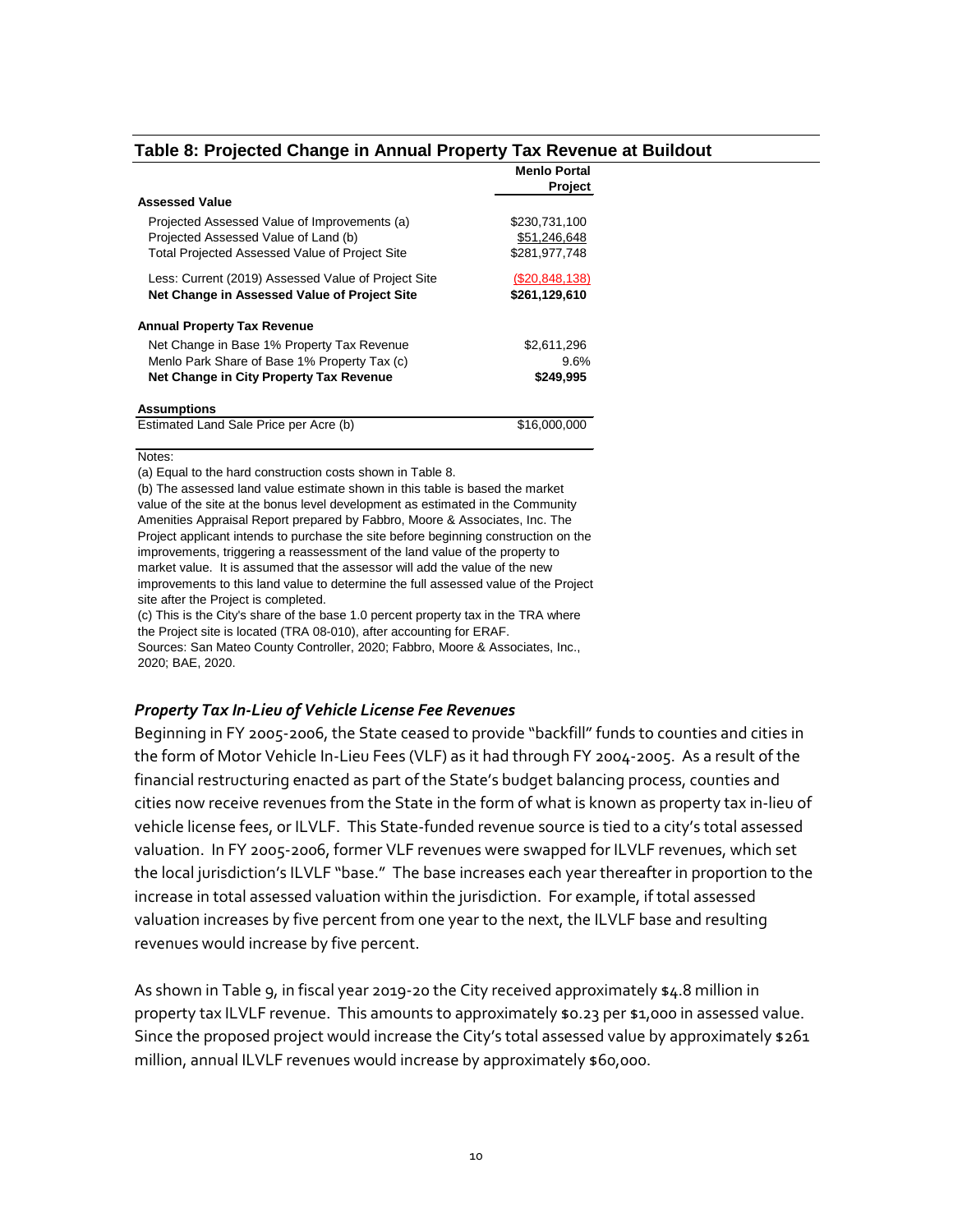**Table 8: Projected Change in Annual Property Tax Revenue at Buildout**

| | Menlo Portal Project |
|---|---|
| **Assessed Value** | |
| Projected Assessed Value of Improvements (a) | $230,731,100 |
| Projected Assessed Value of Land (b) | $51,246,648 |
| Total Projected Assessed Value of Project Site | $281,977,748 |
| Less: Current (2019) Assessed Value of Project Site | ($20,848,138) |
| **Net Change in Assessed Value of Project Site** | **$261,129,610** |
| **Annual Property Tax Revenue** | |
| Net Change in Base 1% Property Tax Revenue | $2,611,296 |
| Menlo Park Share of Base 1% Property Tax (c) | 9.6% |
| **Net Change in City Property Tax Revenue** | **$249,995** |
| **Assumptions** | |
| Estimated Land Sale Price per Acre (b) | $16,000,000 |

Notes:

(a) Equal to the hard construction costs shown in Table 8.

(b) The assessed land value estimate shown in this table is based the market value of the site at the bonus level development as estimated in the Community Amenities Appraisal Report prepared by Fabbro, Moore & Associates, Inc. The Project applicant intends to purchase the site before beginning construction on the improvements, triggering a reassessment of the land value of the property to market value. It is assumed that the assessor will add the value of the new improvements to this land value to determine the full assessed value of the Project site after the Project is completed.

(c) This is the City's share of the base 1.0 percent property tax in the TRA where the Project site is located (TRA 08-010), after accounting for ERAF.

Sources: San Mateo County Controller, 2020; Fabbro, Moore & Associates, Inc., 2020; BAE, 2020.

### *Property Tax In-Lieu of Vehicle License Fee Revenues*

Beginning in FY 2005-2006, the State ceased to provide "backfill" funds to counties and cities in the form of Motor Vehicle In-Lieu Fees (VLF) as it had through FY 2004-2005. As a result of the financial restructuring enacted as part of the State's budget balancing process, counties and cities now receive revenues from the State in the form of what is known as property tax in-lieu of vehicle license fees, or ILVLF. This State-funded revenue source is tied to a city's total assessed valuation. In FY 2005-2006, former VLF revenues were swapped for ILVLF revenues, which set the local jurisdiction's ILVLF "base." The base increases each year thereafter in proportion to the increase in total assessed valuation within the jurisdiction. For example, if total assessed valuation increases by five percent from one year to the next, the ILVLF base and resulting revenues would increase by five percent.

As shown in Table 9, in fiscal year 2019-20 the City received approximately $4.8 million in property tax ILVLF revenue. This amounts to approximately $0.23 per $1,000 in assessed value. Since the proposed project would increase the City's total assessed value by approximately $261 million, annual ILVLF revenues would increase by approximately $60,000.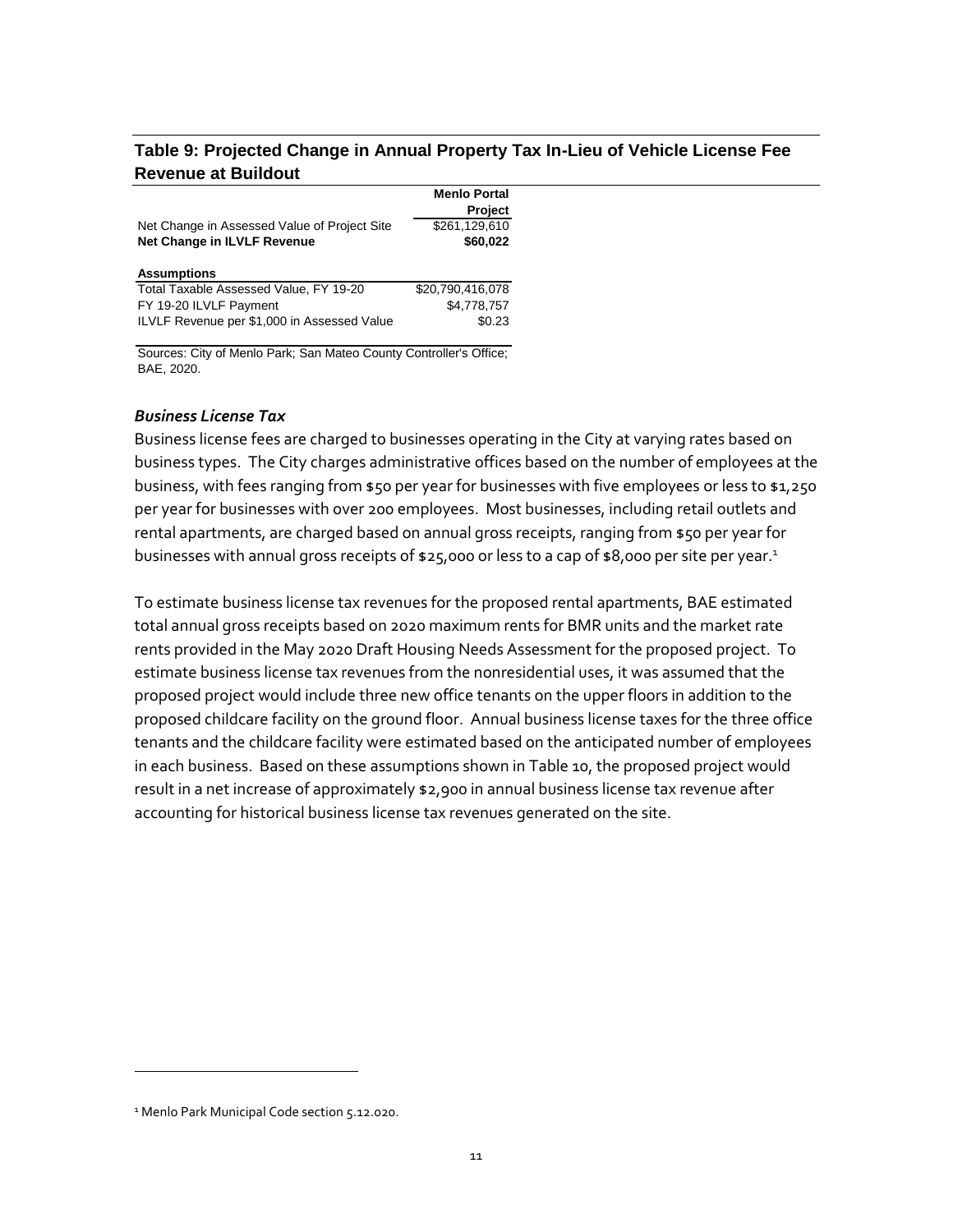## Table 9: Projected Change in Annual Property Tax In-Lieu of Vehicle License Fee Revenue at Buildout

| | Menlo Portal Project |
|---|---|
| Net Change in Assessed Value of Project Site | $261,129,610 |
| **Net Change in ILVLF Revenue** | **$60,022** |
| **Assumptions** | |
| Total Taxable Assessed Value, FY 19-20 | $20,790,416,078 |
| FY 19-20 ILVLF Payment | $4,778,757 |
| ILVLF Revenue per $1,000 in Assessed Value | $0.23 |

Sources: City of Menlo Park; San Mateo County Controller's Office; BAE, 2020.

### *Business License Tax*

Business license fees are charged to businesses operating in the City at varying rates based on business types. The City charges administrative offices based on the number of employees at the business, with fees ranging from $50 per year for businesses with five employees or less to $1,250 per year for businesses with over 200 employees. Most businesses, including retail outlets and rental apartments, are charged based on annual gross receipts, ranging from $50 per year for businesses with annual gross receipts of $25,000 or less to a cap of $8,000 per site per year.[1]

To estimate business license tax revenues for the proposed rental apartments, BAE estimated total annual gross receipts based on 2020 maximum rents for BMR units and the market rate rents provided in the May 2020 Draft Housing Needs Assessment for the proposed project. To estimate business license tax revenues from the nonresidential uses, it was assumed that the proposed project would include three new office tenants on the upper floors in addition to the proposed childcare facility on the ground floor. Annual business license taxes for the three office tenants and the childcare facility were estimated based on the anticipated number of employees in each business. Based on these assumptions shown in Table 10, the proposed project would result in a net increase of approximately $2,900 in annual business license tax revenue after accounting for historical business license tax revenues generated on the site.

[1] Menlo Park Municipal Code section 5.12.020.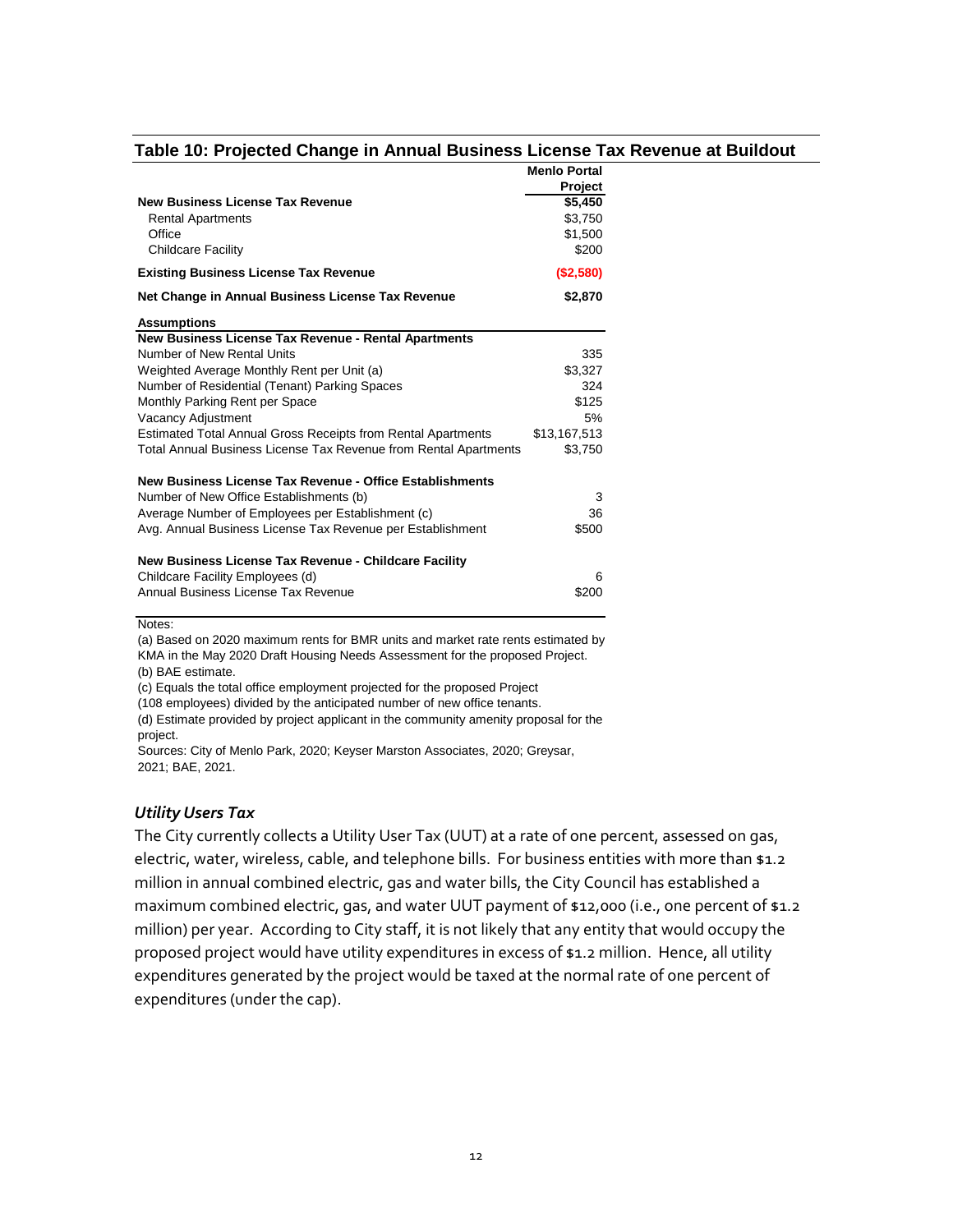**Table 10: Projected Change in Annual Business License Tax Revenue at Buildout**

| | Menlo Portal Project |
|---|---|
| **New Business License Tax Revenue** | **$5,450** |
| Rental Apartments | $3,750 |
| Office | $1,500 |
| Childcare Facility | $200 |
| **Existing Business License Tax Revenue** | **($2,580)** |
| **Net Change in Annual Business License Tax Revenue** | **$2,870** |
| **Assumptions** | |
| **New Business License Tax Revenue - Rental Apartments** | |
| Number of New Rental Units | 335 |
| Weighted Average Monthly Rent per Unit (a) | $3,327 |
| Number of Residential (Tenant) Parking Spaces | 324 |
| Monthly Parking Rent per Space | $125 |
| Vacancy Adjustment | 5% |
| Estimated Total Annual Gross Receipts from Rental Apartments | $13,167,513 |
| Total Annual Business License Tax Revenue from Rental Apartments | $3,750 |
| **New Business License Tax Revenue - Office Establishments** | |
| Number of New Office Establishments (b) | 3 |
| Average Number of Employees per Establishment (c) | 36 |
| Avg. Annual Business License Tax Revenue per Establishment | $500 |
| **New Business License Tax Revenue - Childcare Facility** | |
| Childcare Facility Employees (d) | 6 |
| Annual Business License Tax Revenue | $200 |

Notes:

(a) Based on 2020 maximum rents for BMR units and market rate rents estimated by KMA in the May 2020 Draft Housing Needs Assessment for the proposed Project.

(b) BAE estimate.

(c) Equals the total office employment projected for the proposed Project (108 employees) divided by the anticipated number of new office tenants.

(d) Estimate provided by project applicant in the community amenity proposal for the project.

Sources: City of Menlo Park, 2020; Keyser Marston Associates, 2020; Greysar, 2021; BAE, 2021.

### *Utility Users Tax*

The City currently collects a Utility User Tax (UUT) at a rate of one percent, assessed on gas, electric, water, wireless, cable, and telephone bills. For business entities with more than $1.2 million in annual combined electric, gas and water bills, the City Council has established a maximum combined electric, gas, and water UUT payment of $12,000 (i.e., one percent of $1.2 million) per year. According to City staff, it is not likely that any entity that would occupy the proposed project would have utility expenditures in excess of $1.2 million. Hence, all utility expenditures generated by the project would be taxed at the normal rate of one percent of expenditures (under the cap).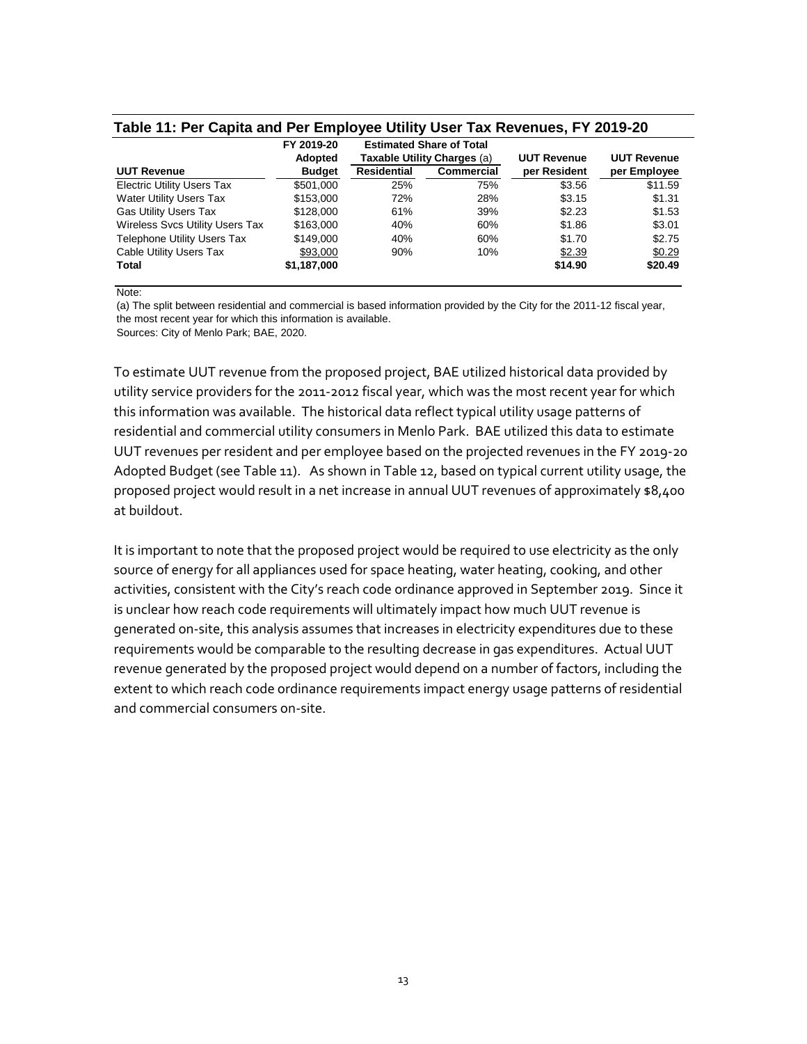**Table 11: Per Capita and Per Employee Utility User Tax Revenues, FY 2019-20**

| UUT Revenue | FY 2019-20 Adopted Budget | Estimated Share of Total Taxable Utility Charges (a) | | UUT Revenue per Resident | UUT Revenue per Employee |
|---|---|---|---|---|---|
| | | Residential | Commercial | | |
| Electric Utility Users Tax | $501,000 | 25% | 75% | $3.56 | $11.59 |
| Water Utility Users Tax | $153,000 | 72% | 28% | $3.15 | $1.31 |
| Gas Utility Users Tax | $128,000 | 61% | 39% | $2.23 | $1.53 |
| Wireless Svcs Utility Users Tax | $163,000 | 40% | 60% | $1.86 | $3.01 |
| Telephone Utility Users Tax | $149,000 | 40% | 60% | $1.70 | $2.75 |
| Cable Utility Users Tax | $93,000 | 90% | 10% | $2.39 | $0.29 |
| **Total** | **$1,187,000** | | | **$14.90** | **$20.49** |

Note:

(a) The split between residential and commercial is based information provided by the City for the 2011-12 fiscal year, the most recent year for which this information is available.

Sources: City of Menlo Park; BAE, 2020.

To estimate UUT revenue from the proposed project, BAE utilized historical data provided by utility service providers for the 2011-2012 fiscal year, which was the most recent year for which this information was available. The historical data reflect typical utility usage patterns of residential and commercial utility consumers in Menlo Park. BAE utilized this data to estimate UUT revenues per resident and per employee based on the projected revenues in the FY 2019-20 Adopted Budget (see Table 11). As shown in Table 12, based on typical current utility usage, the proposed project would result in a net increase in annual UUT revenues of approximately $8,400 at buildout.

It is important to note that the proposed project would be required to use electricity as the only source of energy for all appliances used for space heating, water heating, cooking, and other activities, consistent with the City's reach code ordinance approved in September 2019. Since it is unclear how reach code requirements will ultimately impact how much UUT revenue is generated on-site, this analysis assumes that increases in electricity expenditures due to these requirements would be comparable to the resulting decrease in gas expenditures. Actual UUT revenue generated by the proposed project would depend on a number of factors, including the extent to which reach code ordinance requirements impact energy usage patterns of residential and commercial consumers on-site.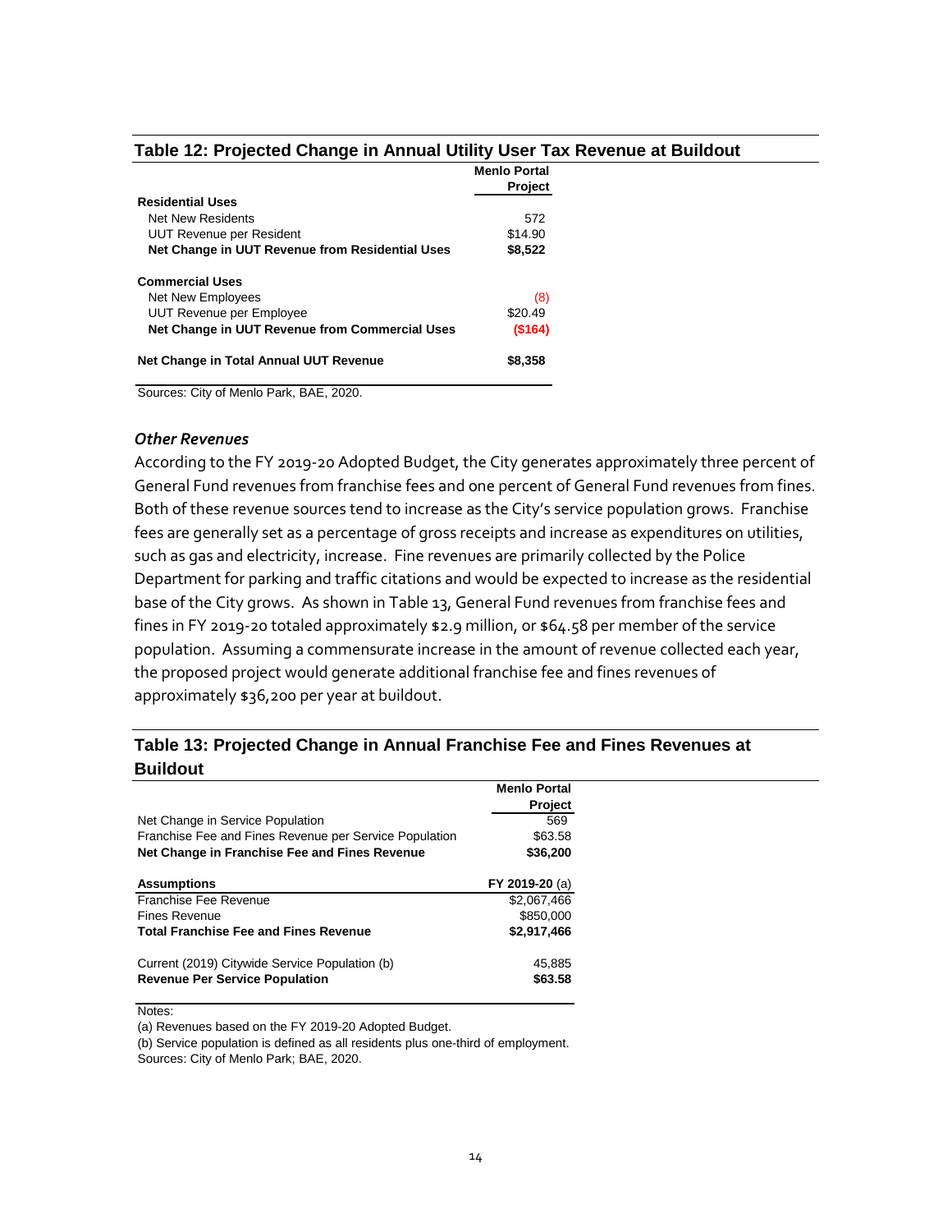### Table 12: Projected Change in Annual Utility User Tax Revenue at Buildout

| | Menlo Portal Project |
|---|---|
| **Residential Uses** | |
| Net New Residents | 572 |
| UUT Revenue per Resident | $14.90 |
| **Net Change in UUT Revenue from Residential Uses** | **$8,522** |
| | |
| **Commercial Uses** | |
| Net New Employees | (8) |
| UUT Revenue per Employee | $20.49 |
| **Net Change in UUT Revenue from Commercial Uses** | **($164)** |
| | |
| **Net Change in Total Annual UUT Revenue** | **$8,358** |

Sources: City of Menlo Park, BAE, 2020.

### *Other Revenues*

According to the FY 2019-20 Adopted Budget, the City generates approximately three percent of General Fund revenues from franchise fees and one percent of General Fund revenues from fines. Both of these revenue sources tend to increase as the City's service population grows. Franchise fees are generally set as a percentage of gross receipts and increase as expenditures on utilities, such as gas and electricity, increase. Fine revenues are primarily collected by the Police Department for parking and traffic citations and would be expected to increase as the residential base of the City grows. As shown in Table 13, General Fund revenues from franchise fees and fines in FY 2019-20 totaled approximately $2.9 million, or $64.58 per member of the service population. Assuming a commensurate increase in the amount of revenue collected each year, the proposed project would generate additional franchise fee and fines revenues of approximately $36,200 per year at buildout.

### Table 13: Projected Change in Annual Franchise Fee and Fines Revenues at Buildout

| | Menlo Portal Project |
|---|---|
| Net Change in Service Population | 569 |
| Franchise Fee and Fines Revenue per Service Population | $63.58 |
| **Net Change in Franchise Fee and Fines Revenue** | **$36,200** |
| | |
| **Assumptions** | **FY 2019-20** (a) |
| Franchise Fee Revenue | $2,067,466 |
| Fines Revenue | $850,000 |
| **Total Franchise Fee and Fines Revenue** | **$2,917,466** |
| | |
| Current (2019) Citywide Service Population (b) | 45,885 |
| **Revenue Per Service Population** | **$63.58** |

Notes:

(a) Revenues based on the FY 2019-20 Adopted Budget.

(b) Service population is defined as all residents plus one-third of employment.

Sources: City of Menlo Park; BAE, 2020.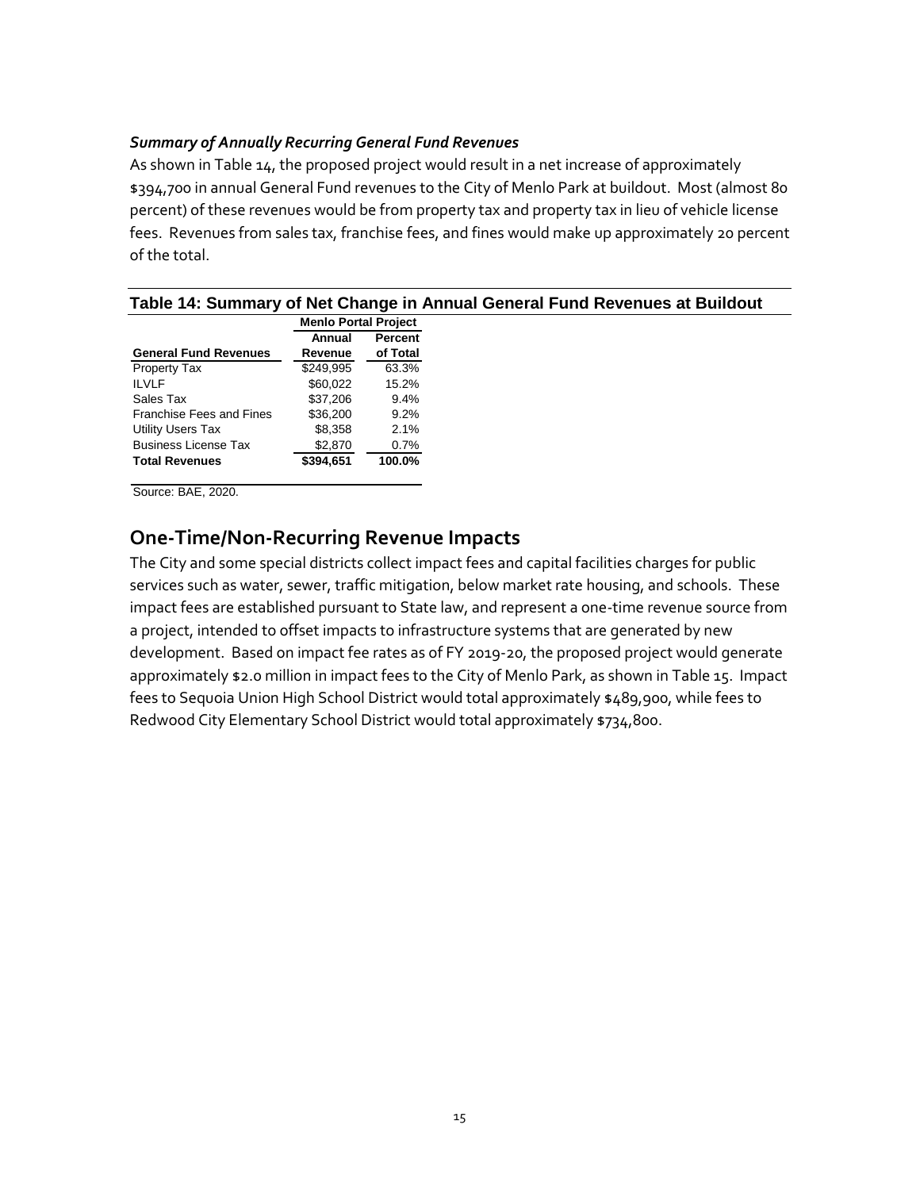### *Summary of Annually Recurring General Fund Revenues*

As shown in Table 14, the proposed project would result in a net increase of approximately $394,700 in annual General Fund revenues to the City of Menlo Park at buildout. Most (almost 80 percent) of these revenues would be from property tax and property tax in lieu of vehicle license fees. Revenues from sales tax, franchise fees, and fines would make up approximately 20 percent of the total.

**Table 14: Summary of Net Change in Annual General Fund Revenues at Buildout**

| | Menlo Portal Project | |
|---|---|---|
| **General Fund Revenues** | **Annual Revenue** | **Percent of Total** |
| Property Tax | $249,995 | 63.3% |
| ILVLF | $60,022 | 15.2% |
| Sales Tax | $37,206 | 9.4% |
| Franchise Fees and Fines | $36,200 | 9.2% |
| Utility Users Tax | $8,358 | 2.1% |
| Business License Tax | $2,870 | 0.7% |
| **Total Revenues** | **$394,651** | **100.0%** |

Source: BAE, 2020.

## One-Time/Non-Recurring Revenue Impacts

The City and some special districts collect impact fees and capital facilities charges for public services such as water, sewer, traffic mitigation, below market rate housing, and schools. These impact fees are established pursuant to State law, and represent a one-time revenue source from a project, intended to offset impacts to infrastructure systems that are generated by new development. Based on impact fee rates as of FY 2019-20, the proposed project would generate approximately $2.0 million in impact fees to the City of Menlo Park, as shown in Table 15. Impact fees to Sequoia Union High School District would total approximately $489,900, while fees to Redwood City Elementary School District would total approximately $734,800.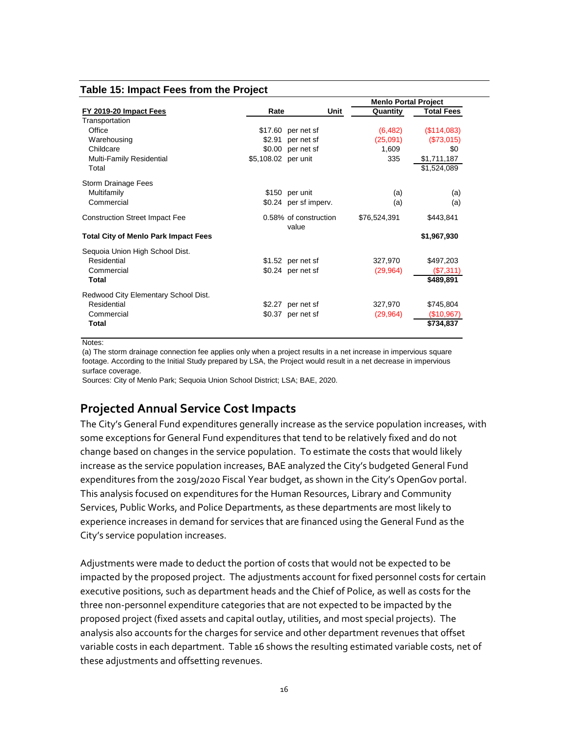**Table 15: Impact Fees from the Project**

| FY 2019-20 Impact Fees | Rate | Unit | Menlo Portal Project Quantity | Total Fees |
|---|---|---|---|---|
| Transportation | | | | |
| Office | $17.60 | per net sf | (6,482) | ($114,083) |
| Warehousing | $2.91 | per net sf | (25,091) | ($73,015) |
| Childcare | $0.00 | per net sf | 1,609 | $0 |
| Multi-Family Residential | $5,108.02 | per unit | 335 | $1,711,187 |
| Total | | | | $1,524,089 |
| Storm Drainage Fees | | | | |
| Multifamily | $150 | per unit | (a) | (a) |
| Commercial | $0.24 | per sf imperv. | (a) | (a) |
| Construction Street Impact Fee | 0.58% | of construction value | $76,524,391 | $443,841 |
| **Total City of Menlo Park Impact Fees** | | | | **$1,967,930** |
| Sequoia Union High School Dist. | | | | |
| Residential | $1.52 | per net sf | 327,970 | $497,203 |
| Commercial | $0.24 | per net sf | (29,964) | ($7,311) |
| **Total** | | | | **$489,891** |
| Redwood City Elementary School Dist. | | | | |
| Residential | $2.27 | per net sf | 327,970 | $745,804 |
| Commercial | $0.37 | per net sf | (29,964) | ($10,967) |
| **Total** | | | | **$734,837** |

Notes:
(a) The storm drainage connection fee applies only when a project results in a net increase in impervious square footage. According to the Initial Study prepared by LSA, the Project would result in a net decrease in impervious surface coverage.
Sources: City of Menlo Park; Sequoia Union School District; LSA; BAE, 2020.

## Projected Annual Service Cost Impacts

The City's General Fund expenditures generally increase as the service population increases, with some exceptions for General Fund expenditures that tend to be relatively fixed and do not change based on changes in the service population. To estimate the costs that would likely increase as the service population increases, BAE analyzed the City's budgeted General Fund expenditures from the 2019/2020 Fiscal Year budget, as shown in the City's OpenGov portal. This analysis focused on expenditures for the Human Resources, Library and Community Services, Public Works, and Police Departments, as these departments are most likely to experience increases in demand for services that are financed using the General Fund as the City's service population increases.

Adjustments were made to deduct the portion of costs that would not be expected to be impacted by the proposed project. The adjustments account for fixed personnel costs for certain executive positions, such as department heads and the Chief of Police, as well as costs for the three non-personnel expenditure categories that are not expected to be impacted by the proposed project (fixed assets and capital outlay, utilities, and most special projects). The analysis also accounts for the charges for service and other department revenues that offset variable costs in each department. Table 16 shows the resulting estimated variable costs, net of these adjustments and offsetting revenues.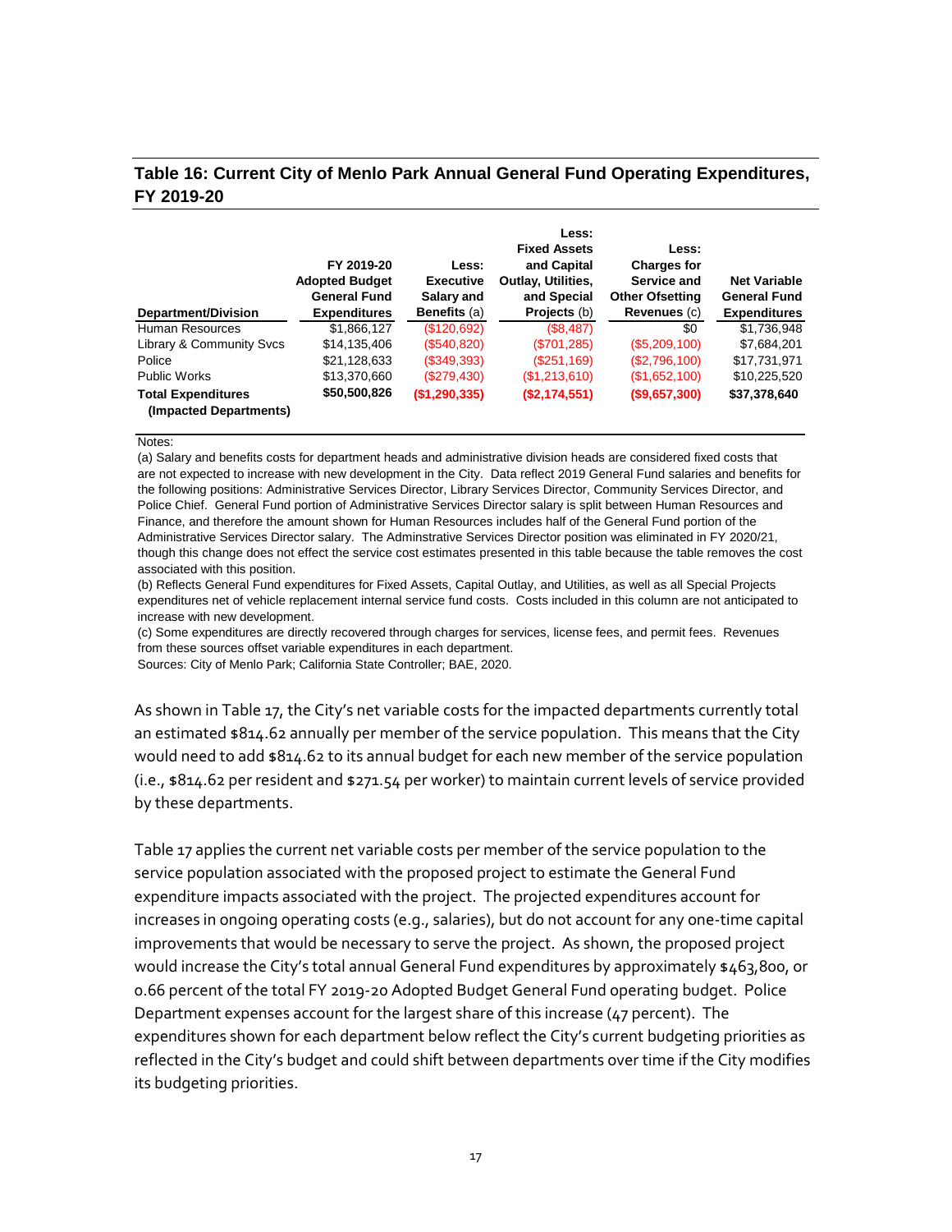## Table 16: Current City of Menlo Park Annual General Fund Operating Expenditures, FY 2019-20

| Department/Division | FY 2019-20 Adopted Budget General Fund Expenditures | Less: Executive Salary and Benefits (a) | Less: Fixed Assets and Capital Outlay, Utilities, and Special Projects (b) | Less: Charges for Service and Other Ofsetting Revenues (c) | Net Variable General Fund Expenditures |
|---|---|---|---|---|---|
| Human Resources | $1,866,127 | ($120,692) | ($8,487) | $0 | $1,736,948 |
| Library & Community Svcs | $14,135,406 | ($540,820) | ($701,285) | ($5,209,100) | $7,684,201 |
| Police | $21,128,633 | ($349,393) | ($251,169) | ($2,796,100) | $17,731,971 |
| Public Works | $13,370,660 | ($279,430) | ($1,213,610) | ($1,652,100) | $10,225,520 |
| **Total Expenditures (Impacted Departments)** | **$50,500,826** | **($1,290,335)** | **($2,174,551)** | **($9,657,300)** | **$37,378,640** |

Notes:

(a) Salary and benefits costs for department heads and administrative division heads are considered fixed costs that are not expected to increase with new development in the City. Data reflect 2019 General Fund salaries and benefits for the following positions: Administrative Services Director, Library Services Director, Community Services Director, and Police Chief. General Fund portion of Administrative Services Director salary is split between Human Resources and Finance, and therefore the amount shown for Human Resources includes half of the General Fund portion of the Administrative Services Director salary. The Adminstrative Services Director position was eliminated in FY 2020/21, though this change does not effect the service cost estimates presented in this table because the table removes the cost associated with this position.

(b) Reflects General Fund expenditures for Fixed Assets, Capital Outlay, and Utilities, as well as all Special Projects expenditures net of vehicle replacement internal service fund costs. Costs included in this column are not anticipated to increase with new development.

(c) Some expenditures are directly recovered through charges for services, license fees, and permit fees. Revenues from these sources offset variable expenditures in each department.

Sources: City of Menlo Park; California State Controller; BAE, 2020.

As shown in Table 17, the City's net variable costs for the impacted departments currently total an estimated $814.62 annually per member of the service population. This means that the City would need to add $814.62 to its annual budget for each new member of the service population (i.e., $814.62 per resident and $271.54 per worker) to maintain current levels of service provided by these departments.

Table 17 applies the current net variable costs per member of the service population to the service population associated with the proposed project to estimate the General Fund expenditure impacts associated with the project. The projected expenditures account for increases in ongoing operating costs (e.g., salaries), but do not account for any one-time capital improvements that would be necessary to serve the project. As shown, the proposed project would increase the City's total annual General Fund expenditures by approximately $463,800, or 0.66 percent of the total FY 2019-20 Adopted Budget General Fund operating budget. Police Department expenses account for the largest share of this increase (47 percent). The expenditures shown for each department below reflect the City's current budgeting priorities as reflected in the City's budget and could shift between departments over time if the City modifies its budgeting priorities.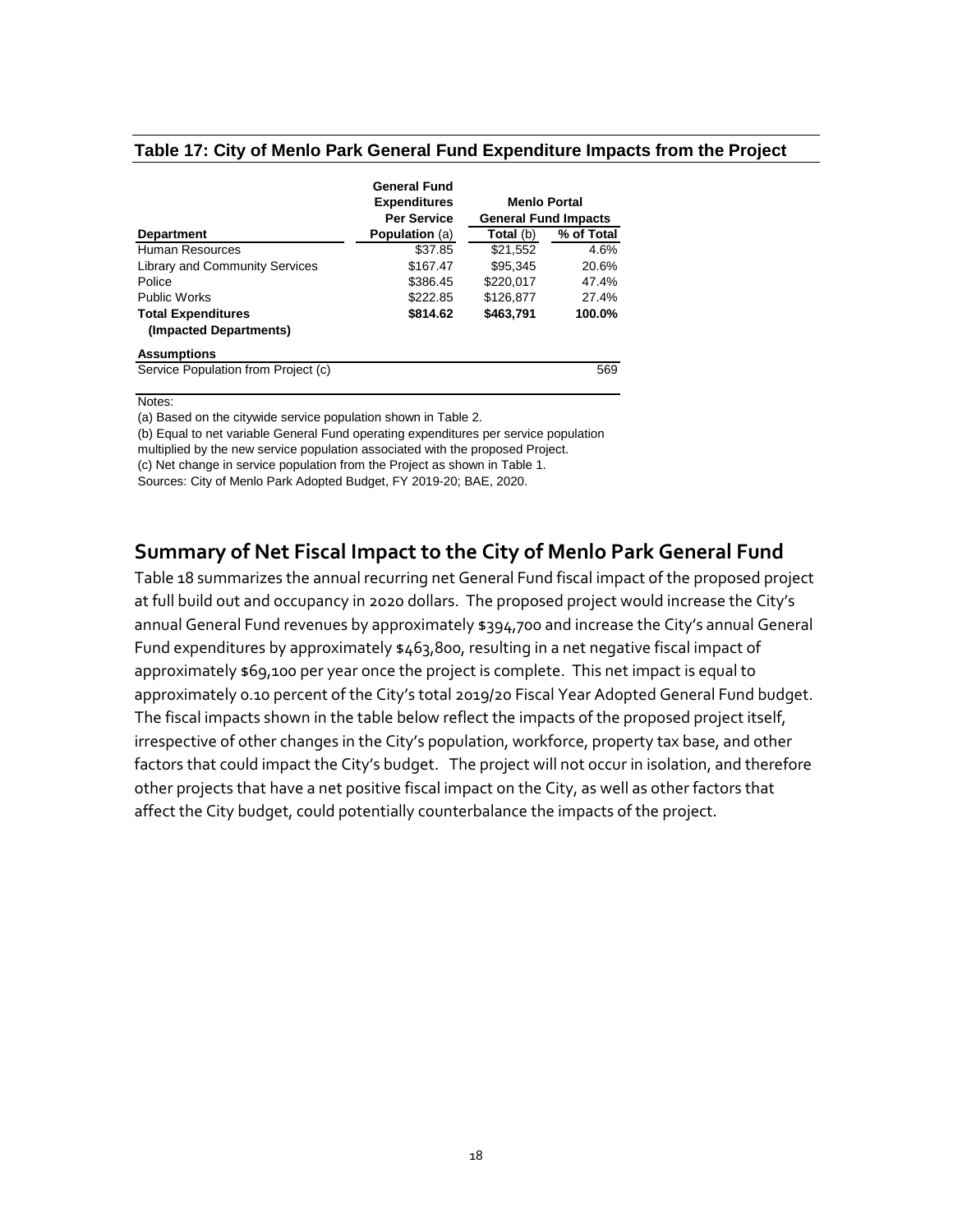**Table 17: City of Menlo Park General Fund Expenditure Impacts from the Project**

| Department | General Fund Expenditures Per Service Population (a) | Menlo Portal General Fund Impacts Total (b) | % of Total |
|---|---|---|---|
| Human Resources | $37.85 | $21,552 | 4.6% |
| Library and Community Services | $167.47 | $95,345 | 20.6% |
| Police | $386.45 | $220,017 | 47.4% |
| Public Works | $222.85 | $126,877 | 27.4% |
| **Total Expenditures (Impacted Departments)** | **$814.62** | **$463,791** | **100.0%** |
| **Assumptions** | | | |
| Service Population from Project (c) | | | 569 |

Notes:

(a) Based on the citywide service population shown in Table 2.

(b) Equal to net variable General Fund operating expenditures per service population multiplied by the new service population associated with the proposed Project.

(c) Net change in service population from the Project as shown in Table 1.

Sources: City of Menlo Park Adopted Budget, FY 2019-20; BAE, 2020.

## Summary of Net Fiscal Impact to the City of Menlo Park General Fund

Table 18 summarizes the annual recurring net General Fund fiscal impact of the proposed project at full build out and occupancy in 2020 dollars. The proposed project would increase the City's annual General Fund revenues by approximately $394,700 and increase the City's annual General Fund expenditures by approximately $463,800, resulting in a net negative fiscal impact of approximately $69,100 per year once the project is complete. This net impact is equal to approximately 0.10 percent of the City's total 2019/20 Fiscal Year Adopted General Fund budget. The fiscal impacts shown in the table below reflect the impacts of the proposed project itself, irrespective of other changes in the City's population, workforce, property tax base, and other factors that could impact the City's budget. The project will not occur in isolation, and therefore other projects that have a net positive fiscal impact on the City, as well as other factors that affect the City budget, could potentially counterbalance the impacts of the project.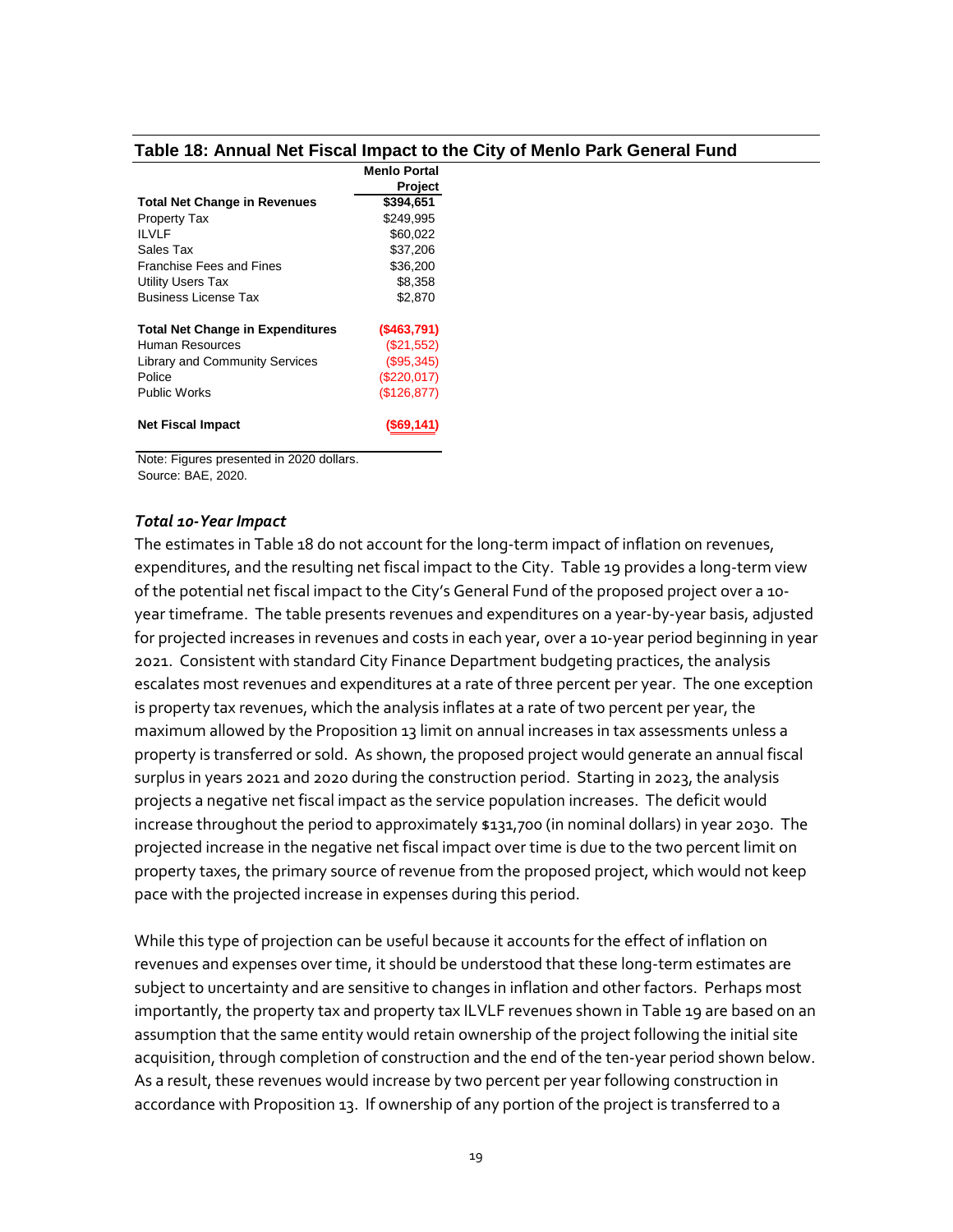### Table 18: Annual Net Fiscal Impact to the City of Menlo Park General Fund

| | Menlo Portal Project |
|---|---|
| **Total Net Change in Revenues** | **$394,651** |
| Property Tax | $249,995 |
| ILVLF | $60,022 |
| Sales Tax | $37,206 |
| Franchise Fees and Fines | $36,200 |
| Utility Users Tax | $8,358 |
| Business License Tax | $2,870 |
| | |
| **Total Net Change in Expenditures** | **($463,791)** |
| Human Resources | ($21,552) |
| Library and Community Services | ($95,345) |
| Police | ($220,017) |
| Public Works | ($126,877) |
| | |
| **Net Fiscal Impact** | **($69,141)** |

Note: Figures presented in 2020 dollars.
Source: BAE, 2020.

#### *Total 10-Year Impact*

The estimates in Table 18 do not account for the long-term impact of inflation on revenues, expenditures, and the resulting net fiscal impact to the City. Table 19 provides a long-term view of the potential net fiscal impact to the City's General Fund of the proposed project over a 10-year timeframe. The table presents revenues and expenditures on a year-by-year basis, adjusted for projected increases in revenues and costs in each year, over a 10-year period beginning in year 2021. Consistent with standard City Finance Department budgeting practices, the analysis escalates most revenues and expenditures at a rate of three percent per year. The one exception is property tax revenues, which the analysis inflates at a rate of two percent per year, the maximum allowed by the Proposition 13 limit on annual increases in tax assessments unless a property is transferred or sold. As shown, the proposed project would generate an annual fiscal surplus in years 2021 and 2020 during the construction period. Starting in 2023, the analysis projects a negative net fiscal impact as the service population increases. The deficit would increase throughout the period to approximately $131,700 (in nominal dollars) in year 2030. The projected increase in the negative net fiscal impact over time is due to the two percent limit on property taxes, the primary source of revenue from the proposed project, which would not keep pace with the projected increase in expenses during this period.

While this type of projection can be useful because it accounts for the effect of inflation on revenues and expenses over time, it should be understood that these long-term estimates are subject to uncertainty and are sensitive to changes in inflation and other factors. Perhaps most importantly, the property tax and property tax ILVLF revenues shown in Table 19 are based on an assumption that the same entity would retain ownership of the project following the initial site acquisition, through completion of construction and the end of the ten-year period shown below. As a result, these revenues would increase by two percent per year following construction in accordance with Proposition 13. If ownership of any portion of the project is transferred to a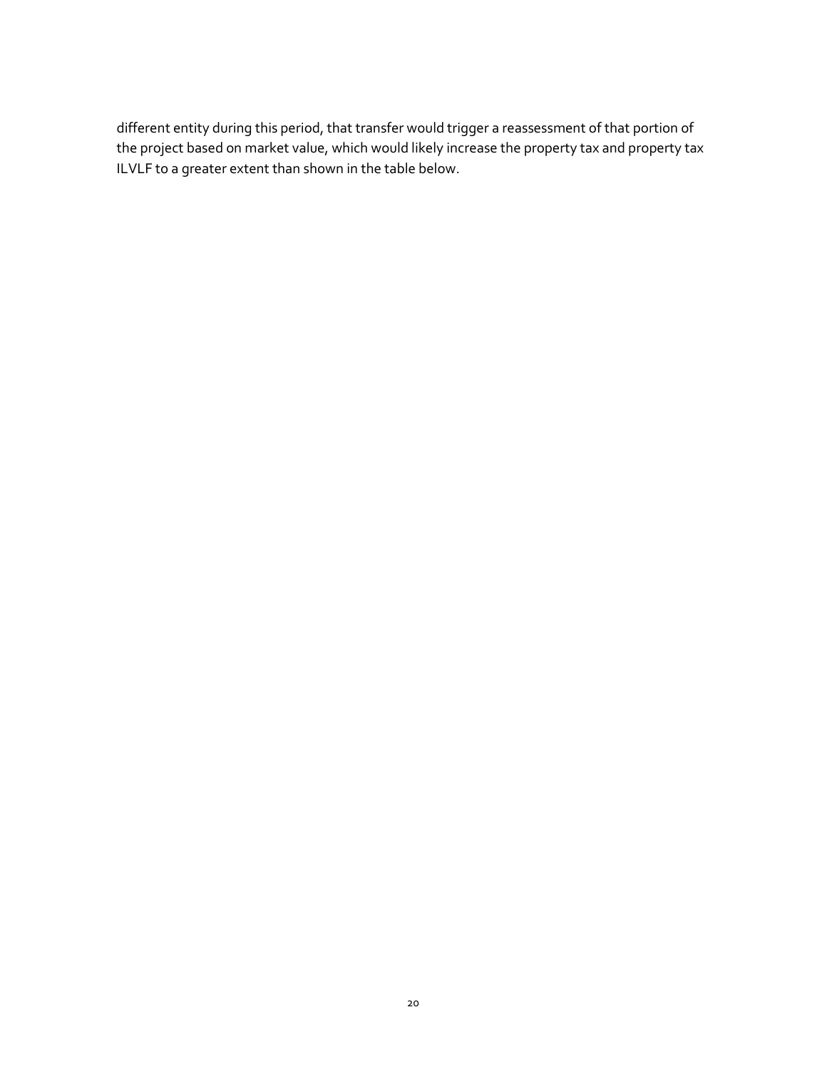different entity during this period, that transfer would trigger a reassessment of that portion of the project based on market value, which would likely increase the property tax and property tax ILVLF to a greater extent than shown in the table below.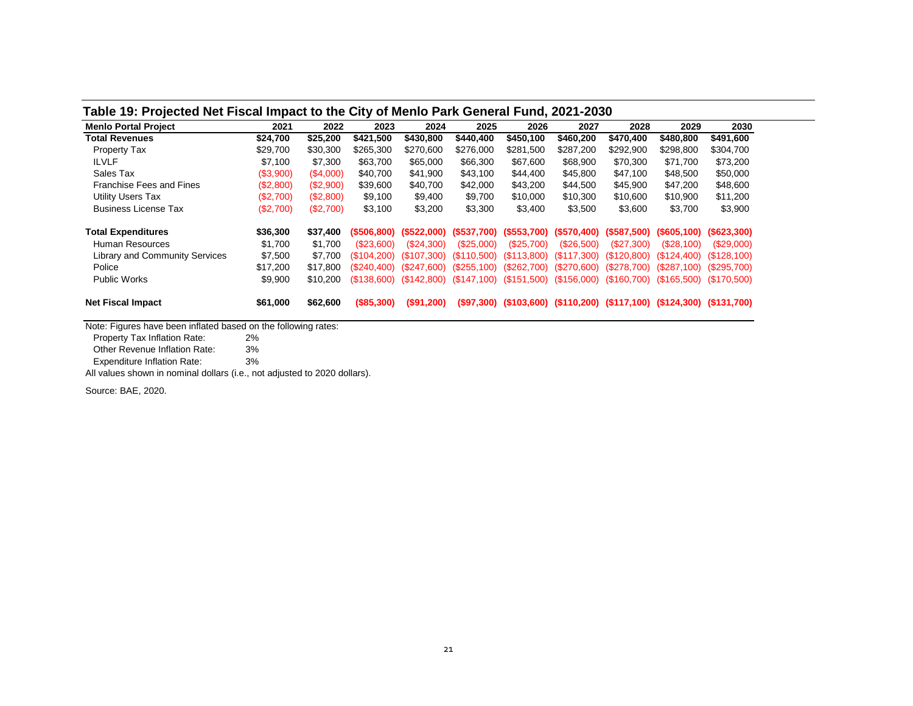## Table 19: Projected Net Fiscal Impact to the City of Menlo Park General Fund, 2021-2030

| Menlo Portal Project | 2021 | 2022 | 2023 | 2024 | 2025 | 2026 | 2027 | 2028 | 2029 | 2030 |
|---|---|---|---|---|---|---|---|---|---|---|
| **Total Revenues** | **$24,700** | **$25,200** | **$421,500** | **$430,800** | **$440,400** | **$450,100** | **$460,200** | **$470,400** | **$480,800** | **$491,600** |
| Property Tax | $29,700 | $30,300 | $265,300 | $270,600 | $276,000 | $281,500 | $287,200 | $292,900 | $298,800 | $304,700 |
| ILVLF | $7,100 | $7,300 | $63,700 | $65,000 | $66,300 | $67,600 | $68,900 | $70,300 | $71,700 | $73,200 |
| Sales Tax | ($3,900) | ($4,000) | $40,700 | $41,900 | $43,100 | $44,400 | $45,800 | $47,100 | $48,500 | $50,000 |
| Franchise Fees and Fines | ($2,800) | ($2,900) | $39,600 | $40,700 | $42,000 | $43,200 | $44,500 | $45,900 | $47,200 | $48,600 |
| Utility Users Tax | ($2,700) | ($2,800) | $9,100 | $9,400 | $9,700 | $10,000 | $10,300 | $10,600 | $10,900 | $11,200 |
| Business License Tax | ($2,700) | ($2,700) | $3,100 | $3,200 | $3,300 | $3,400 | $3,500 | $3,600 | $3,700 | $3,900 |
| **Total Expenditures** | **$36,300** | **$37,400** | **($506,800)** | **($522,000)** | **($537,700)** | **($553,700)** | **($570,400)** | **($587,500)** | **($605,100)** | **($623,300)** |
| Human Resources | $1,700 | $1,700 | ($23,600) | ($24,300) | ($25,000) | ($25,700) | ($26,500) | ($27,300) | ($28,100) | ($29,000) |
| Library and Community Services | $7,500 | $7,700 | ($104,200) | ($107,300) | ($110,500) | ($113,800) | ($117,300) | ($120,800) | ($124,400) | ($128,100) |
| Police | $17,200 | $17,800 | ($240,400) | ($247,600) | ($255,100) | ($262,700) | ($270,600) | ($278,700) | ($287,100) | ($295,700) |
| Public Works | $9,900 | $10,200 | ($138,600) | ($142,800) | ($147,100) | ($151,500) | ($156,000) | ($160,700) | ($165,500) | ($170,500) |
| **Net Fiscal Impact** | **$61,000** | **$62,600** | **($85,300)** | **($91,200)** | **($97,300)** | **($103,600)** | **($110,200)** | **($117,100)** | **($124,300)** | **($131,700)** |

Note: Figures have been inflated based on the following rates:

| | |
|---|---|
| Property Tax Inflation Rate: | 2% |
| Other Revenue Inflation Rate: | 3% |
| Expenditure Inflation Rate: | 3% |

All values shown in nominal dollars (i.e., not adjusted to 2020 dollars).

Source: BAE, 2020.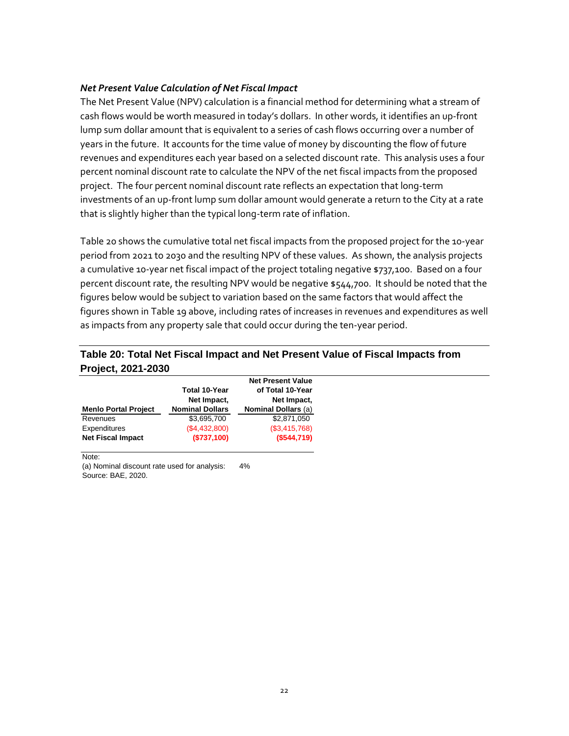### *Net Present Value Calculation of Net Fiscal Impact*

The Net Present Value (NPV) calculation is a financial method for determining what a stream of cash flows would be worth measured in today's dollars. In other words, it identifies an up-front lump sum dollar amount that is equivalent to a series of cash flows occurring over a number of years in the future. It accounts for the time value of money by discounting the flow of future revenues and expenditures each year based on a selected discount rate. This analysis uses a four percent nominal discount rate to calculate the NPV of the net fiscal impacts from the proposed project. The four percent nominal discount rate reflects an expectation that long-term investments of an up-front lump sum dollar amount would generate a return to the City at a rate that is slightly higher than the typical long-term rate of inflation.

Table 20 shows the cumulative total net fiscal impacts from the proposed project for the 10-year period from 2021 to 2030 and the resulting NPV of these values. As shown, the analysis projects a cumulative 10-year net fiscal impact of the project totaling negative $737,100. Based on a four percent discount rate, the resulting NPV would be negative $544,700. It should be noted that the figures below would be subject to variation based on the same factors that would affect the figures shown in Table 19 above, including rates of increases in revenues and expenditures as well as impacts from any property sale that could occur during the ten-year period.

**Table 20: Total Net Fiscal Impact and Net Present Value of Fiscal Impacts from Project, 2021-2030**

| **Menlo Portal Project** | **Total 10-Year Net Impact, Nominal Dollars** | **Net Present Value of Total 10-Year Net Impact, Nominal Dollars** (a) |
|---|---|---|
| Revenues | $3,695,700 | $2,871,050 |
| Expenditures | ($4,432,800) | ($3,415,768) |
| **Net Fiscal Impact** | **($737,100)** | **($544,719)** |

Note:
(a) Nominal discount rate used for analysis: 4%
Source: BAE, 2020.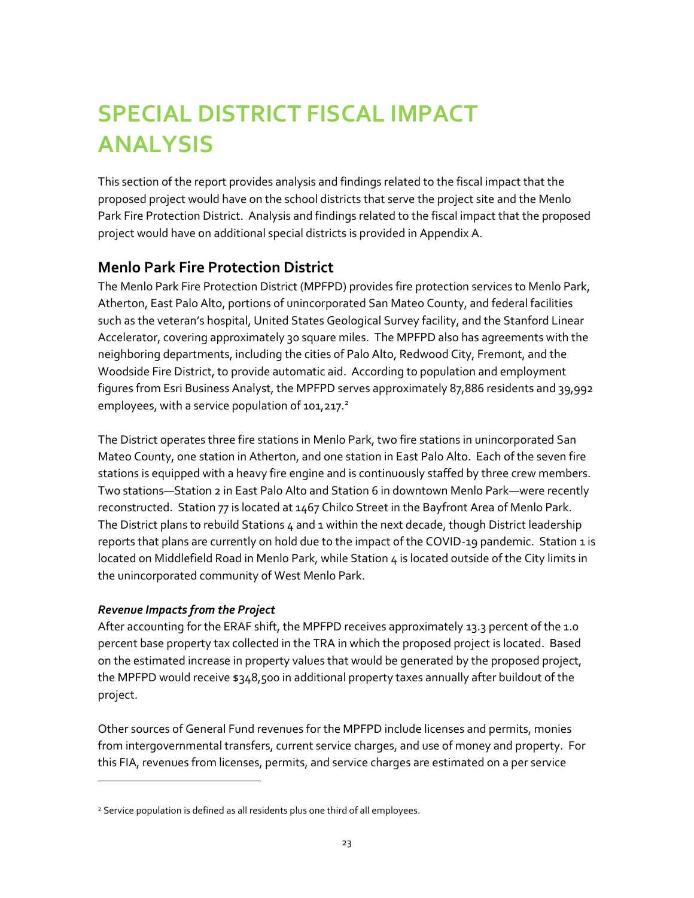# SPECIAL DISTRICT FISCAL IMPACT ANALYSIS

This section of the report provides analysis and findings related to the fiscal impact that the proposed project would have on the school districts that serve the project site and the Menlo Park Fire Protection District. Analysis and findings related to the fiscal impact that the proposed project would have on additional special districts is provided in Appendix A.

## Menlo Park Fire Protection District

The Menlo Park Fire Protection District (MPFPD) provides fire protection services to Menlo Park, Atherton, East Palo Alto, portions of unincorporated San Mateo County, and federal facilities such as the veteran's hospital, United States Geological Survey facility, and the Stanford Linear Accelerator, covering approximately 30 square miles. The MPFPD also has agreements with the neighboring departments, including the cities of Palo Alto, Redwood City, Fremont, and the Woodside Fire District, to provide automatic aid. According to population and employment figures from Esri Business Analyst, the MPFPD serves approximately 87,886 residents and 39,992 employees, with a service population of 101,217.[2]

The District operates three fire stations in Menlo Park, two fire stations in unincorporated San Mateo County, one station in Atherton, and one station in East Palo Alto. Each of the seven fire stations is equipped with a heavy fire engine and is continuously staffed by three crew members. Two stations—Station 2 in East Palo Alto and Station 6 in downtown Menlo Park—were recently reconstructed. Station 77 is located at 1467 Chilco Street in the Bayfront Area of Menlo Park. The District plans to rebuild Stations 4 and 1 within the next decade, though District leadership reports that plans are currently on hold due to the impact of the COVID-19 pandemic. Station 1 is located on Middlefield Road in Menlo Park, while Station 4 is located outside of the City limits in the unincorporated community of West Menlo Park.

### *Revenue Impacts from the Project*

After accounting for the ERAF shift, the MPFPD receives approximately 13.3 percent of the 1.0 percent base property tax collected in the TRA in which the proposed project is located. Based on the estimated increase in property values that would be generated by the proposed project, the MPFPD would receive $348,500 in additional property taxes annually after buildout of the project.

Other sources of General Fund revenues for the MPFPD include licenses and permits, monies from intergovernmental transfers, current service charges, and use of money and property. For this FIA, revenues from licenses, permits, and service charges are estimated on a per service

[2] Service population is defined as all residents plus one third of all employees.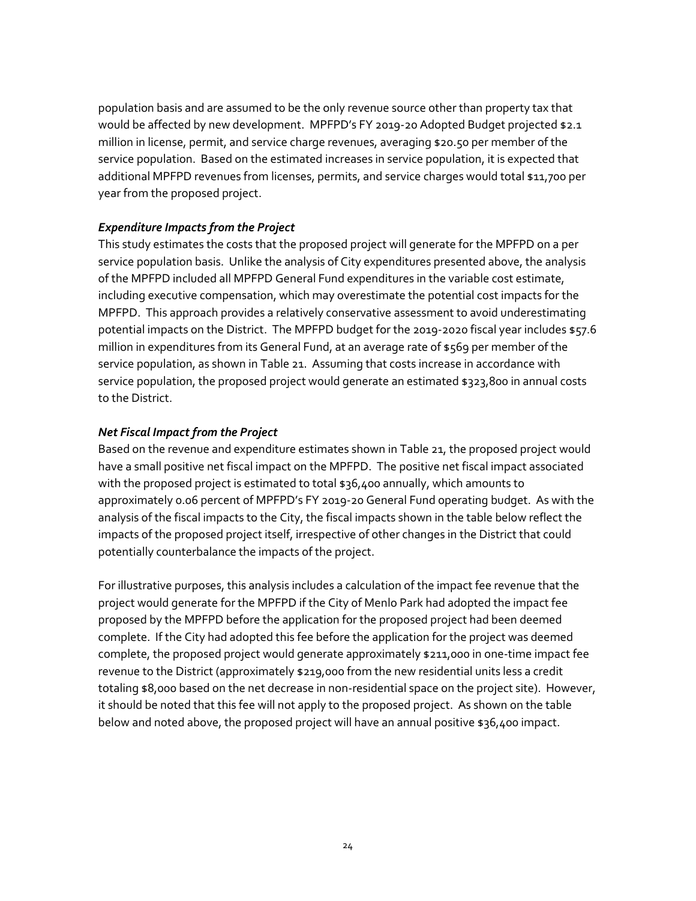population basis and are assumed to be the only revenue source other than property tax that would be affected by new development. MPFPD's FY 2019-20 Adopted Budget projected $2.1 million in license, permit, and service charge revenues, averaging $20.50 per member of the service population. Based on the estimated increases in service population, it is expected that additional MPFPD revenues from licenses, permits, and service charges would total $11,700 per year from the proposed project.

### *Expenditure Impacts from the Project*

This study estimates the costs that the proposed project will generate for the MPFPD on a per service population basis. Unlike the analysis of City expenditures presented above, the analysis of the MPFPD included all MPFPD General Fund expenditures in the variable cost estimate, including executive compensation, which may overestimate the potential cost impacts for the MPFPD. This approach provides a relatively conservative assessment to avoid underestimating potential impacts on the District. The MPFPD budget for the 2019-2020 fiscal year includes $57.6 million in expenditures from its General Fund, at an average rate of $569 per member of the service population, as shown in Table 21. Assuming that costs increase in accordance with service population, the proposed project would generate an estimated $323,800 in annual costs to the District.

### *Net Fiscal Impact from the Project*

Based on the revenue and expenditure estimates shown in Table 21, the proposed project would have a small positive net fiscal impact on the MPFPD. The positive net fiscal impact associated with the proposed project is estimated to total $36,400 annually, which amounts to approximately 0.06 percent of MPFPD's FY 2019-20 General Fund operating budget. As with the analysis of the fiscal impacts to the City, the fiscal impacts shown in the table below reflect the impacts of the proposed project itself, irrespective of other changes in the District that could potentially counterbalance the impacts of the project.

For illustrative purposes, this analysis includes a calculation of the impact fee revenue that the project would generate for the MPFPD if the City of Menlo Park had adopted the impact fee proposed by the MPFPD before the application for the proposed project had been deemed complete. If the City had adopted this fee before the application for the project was deemed complete, the proposed project would generate approximately $211,000 in one-time impact fee revenue to the District (approximately $219,000 from the new residential units less a credit totaling $8,000 based on the net decrease in non-residential space on the project site). However, it should be noted that this fee will not apply to the proposed project. As shown on the table below and noted above, the proposed project will have an annual positive $36,400 impact.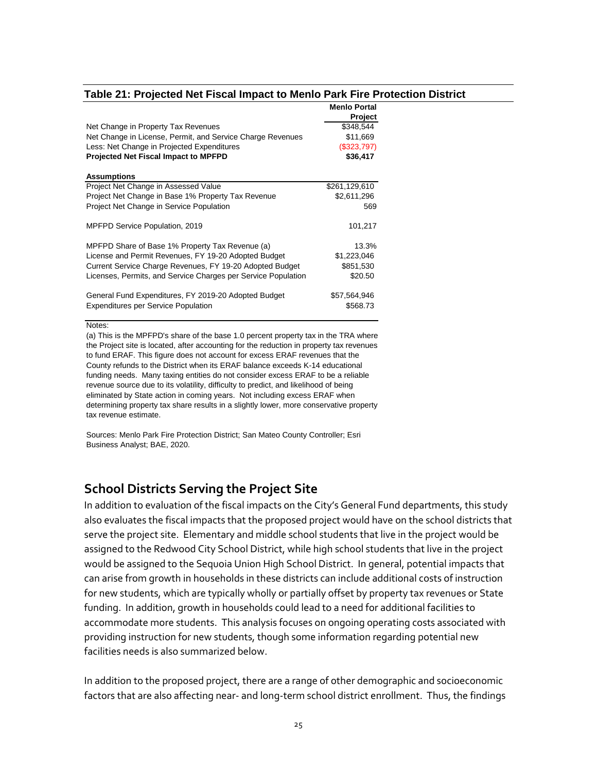**Table 21: Projected Net Fiscal Impact to Menlo Park Fire Protection District**

| | Menlo Portal Project |
|---|---|
| Net Change in Property Tax Revenues | $348,544 |
| Net Change in License, Permit, and Service Charge Revenues | $11,669 |
| Less: Net Change in Projected Expenditures | ($323,797) |
| **Projected Net Fiscal Impact to MPFPD** | **$36,417** |
| | |
| **Assumptions** | |
| Project Net Change in Assessed Value | $261,129,610 |
| Project Net Change in Base 1% Property Tax Revenue | $2,611,296 |
| Project Net Change in Service Population | 569 |
| | |
| MPFPD Service Population, 2019 | 101,217 |
| | |
| MPFPD Share of Base 1% Property Tax Revenue (a) | 13.3% |
| License and Permit Revenues, FY 19-20 Adopted Budget | $1,223,046 |
| Current Service Charge Revenues, FY 19-20 Adopted Budget | $851,530 |
| Licenses, Permits, and Service Charges per Service Population | $20.50 |
| | |
| General Fund Expenditures, FY 2019-20 Adopted Budget | $57,564,946 |
| Expenditures per Service Population | $568.73 |

Notes:

(a) This is the MPFPD's share of the base 1.0 percent property tax in the TRA where the Project site is located, after accounting for the reduction in property tax revenues to fund ERAF. This figure does not account for excess ERAF revenues that the County refunds to the District when its ERAF balance exceeds K-14 educational funding needs. Many taxing entities do not consider excess ERAF to be a reliable revenue source due to its volatility, difficulty to predict, and likelihood of being eliminated by State action in coming years. Not including excess ERAF when determining property tax share results in a slightly lower, more conservative property tax revenue estimate.

Sources: Menlo Park Fire Protection District; San Mateo County Controller; Esri Business Analyst; BAE, 2020.

## School Districts Serving the Project Site

In addition to evaluation of the fiscal impacts on the City's General Fund departments, this study also evaluates the fiscal impacts that the proposed project would have on the school districts that serve the project site. Elementary and middle school students that live in the project would be assigned to the Redwood City School District, while high school students that live in the project would be assigned to the Sequoia Union High School District. In general, potential impacts that can arise from growth in households in these districts can include additional costs of instruction for new students, which are typically wholly or partially offset by property tax revenues or State funding. In addition, growth in households could lead to a need for additional facilities to accommodate more students. This analysis focuses on ongoing operating costs associated with providing instruction for new students, though some information regarding potential new facilities needs is also summarized below.

In addition to the proposed project, there are a range of other demographic and socioeconomic factors that are also affecting near- and long-term school district enrollment. Thus, the findings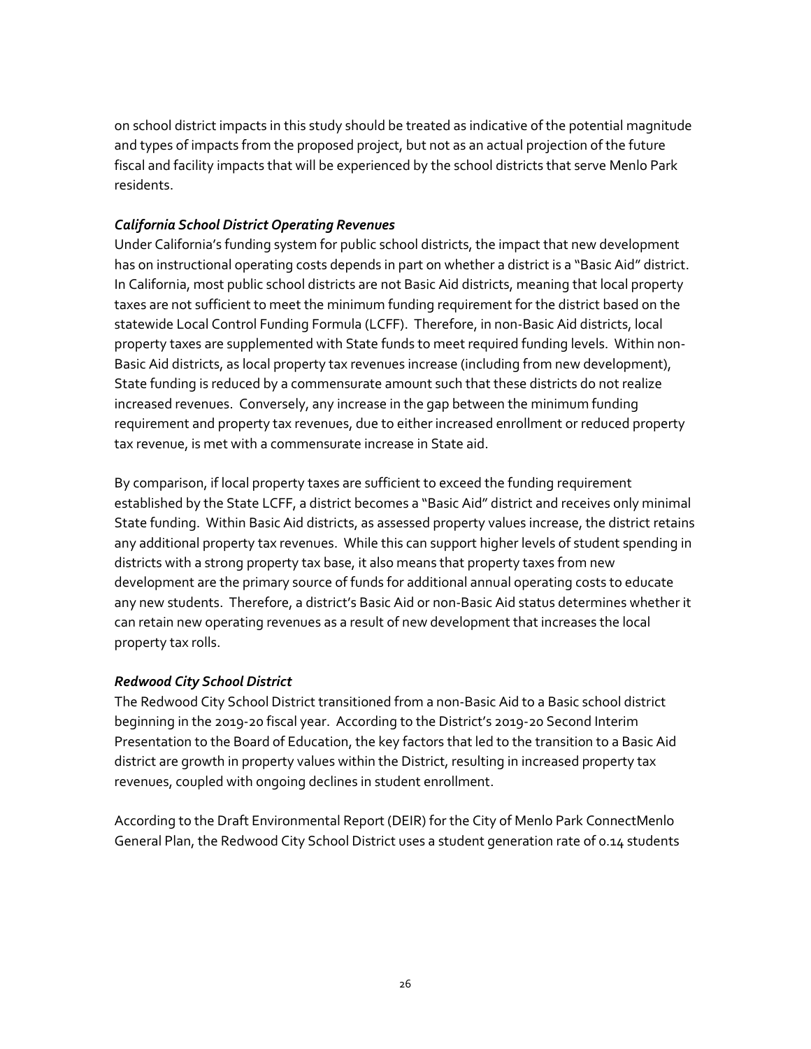on school district impacts in this study should be treated as indicative of the potential magnitude and types of impacts from the proposed project, but not as an actual projection of the future fiscal and facility impacts that will be experienced by the school districts that serve Menlo Park residents.

***California School District Operating Revenues***

Under California's funding system for public school districts, the impact that new development has on instructional operating costs depends in part on whether a district is a "Basic Aid" district. In California, most public school districts are not Basic Aid districts, meaning that local property taxes are not sufficient to meet the minimum funding requirement for the district based on the statewide Local Control Funding Formula (LCFF). Therefore, in non-Basic Aid districts, local property taxes are supplemented with State funds to meet required funding levels. Within non-Basic Aid districts, as local property tax revenues increase (including from new development), State funding is reduced by a commensurate amount such that these districts do not realize increased revenues. Conversely, any increase in the gap between the minimum funding requirement and property tax revenues, due to either increased enrollment or reduced property tax revenue, is met with a commensurate increase in State aid.

By comparison, if local property taxes are sufficient to exceed the funding requirement established by the State LCFF, a district becomes a "Basic Aid" district and receives only minimal State funding. Within Basic Aid districts, as assessed property values increase, the district retains any additional property tax revenues. While this can support higher levels of student spending in districts with a strong property tax base, it also means that property taxes from new development are the primary source of funds for additional annual operating costs to educate any new students. Therefore, a district's Basic Aid or non-Basic Aid status determines whether it can retain new operating revenues as a result of new development that increases the local property tax rolls.

***Redwood City School District***

The Redwood City School District transitioned from a non-Basic Aid to a Basic school district beginning in the 2019-20 fiscal year. According to the District's 2019-20 Second Interim Presentation to the Board of Education, the key factors that led to the transition to a Basic Aid district are growth in property values within the District, resulting in increased property tax revenues, coupled with ongoing declines in student enrollment.

According to the Draft Environmental Report (DEIR) for the City of Menlo Park ConnectMenlo General Plan, the Redwood City School District uses a student generation rate of 0.14 students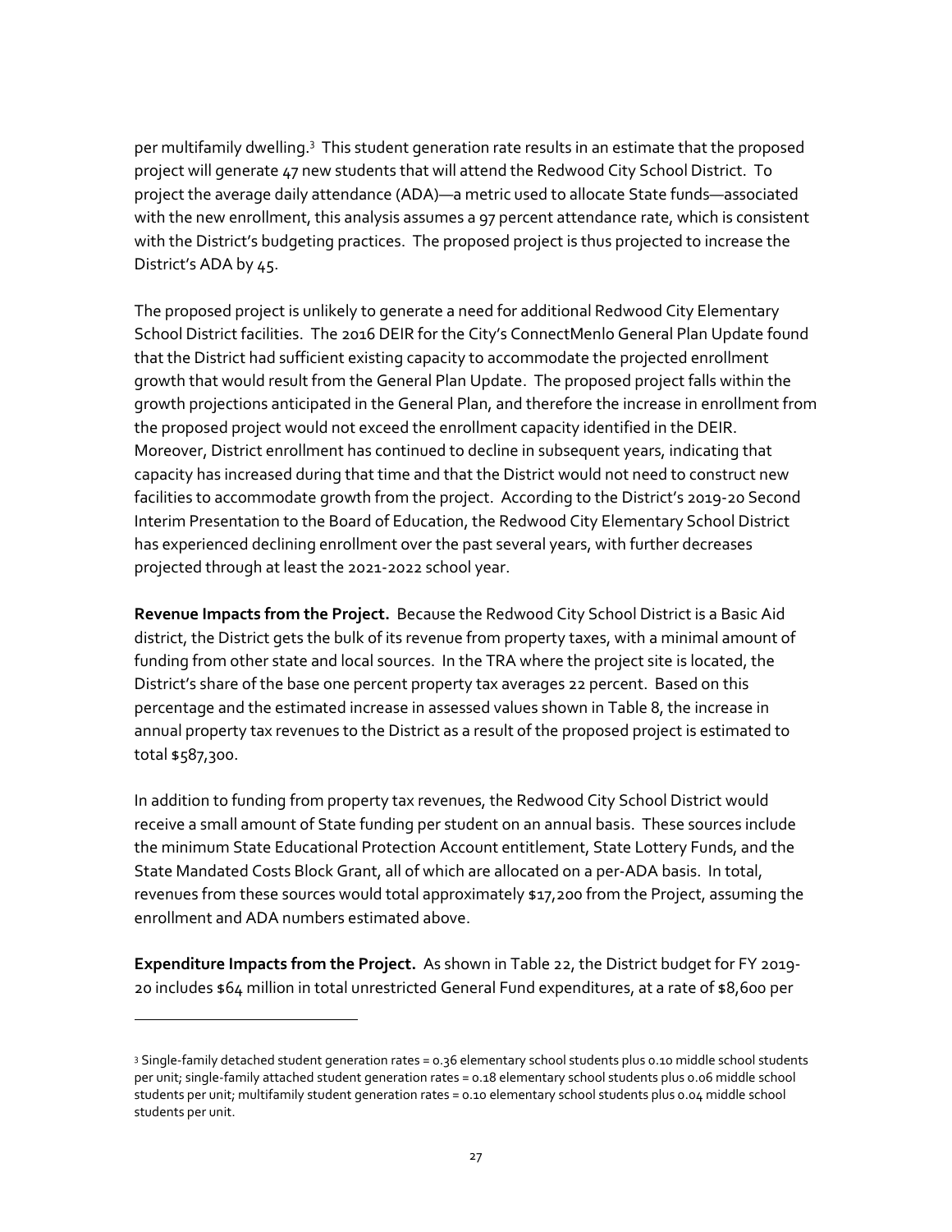per multifamily dwelling.[3] This student generation rate results in an estimate that the proposed project will generate 47 new students that will attend the Redwood City School District. To project the average daily attendance (ADA)—a metric used to allocate State funds—associated with the new enrollment, this analysis assumes a 97 percent attendance rate, which is consistent with the District's budgeting practices. The proposed project is thus projected to increase the District's ADA by 45.

The proposed project is unlikely to generate a need for additional Redwood City Elementary School District facilities. The 2016 DEIR for the City's ConnectMenlo General Plan Update found that the District had sufficient existing capacity to accommodate the projected enrollment growth that would result from the General Plan Update. The proposed project falls within the growth projections anticipated in the General Plan, and therefore the increase in enrollment from the proposed project would not exceed the enrollment capacity identified in the DEIR. Moreover, District enrollment has continued to decline in subsequent years, indicating that capacity has increased during that time and that the District would not need to construct new facilities to accommodate growth from the project. According to the District's 2019-20 Second Interim Presentation to the Board of Education, the Redwood City Elementary School District has experienced declining enrollment over the past several years, with further decreases projected through at least the 2021-2022 school year.

**Revenue Impacts from the Project.** Because the Redwood City School District is a Basic Aid district, the District gets the bulk of its revenue from property taxes, with a minimal amount of funding from other state and local sources. In the TRA where the project site is located, the District's share of the base one percent property tax averages 22 percent. Based on this percentage and the estimated increase in assessed values shown in Table 8, the increase in annual property tax revenues to the District as a result of the proposed project is estimated to total $587,300.

In addition to funding from property tax revenues, the Redwood City School District would receive a small amount of State funding per student on an annual basis. These sources include the minimum State Educational Protection Account entitlement, State Lottery Funds, and the State Mandated Costs Block Grant, all of which are allocated on a per-ADA basis. In total, revenues from these sources would total approximately $17,200 from the Project, assuming the enrollment and ADA numbers estimated above.

**Expenditure Impacts from the Project.** As shown in Table 22, the District budget for FY 2019-20 includes $64 million in total unrestricted General Fund expenditures, at a rate of $8,600 per

---

[3] Single-family detached student generation rates = 0.36 elementary school students plus 0.10 middle school students per unit; single-family attached student generation rates = 0.18 elementary school students plus 0.06 middle school students per unit; multifamily student generation rates = 0.10 elementary school students plus 0.04 middle school students per unit.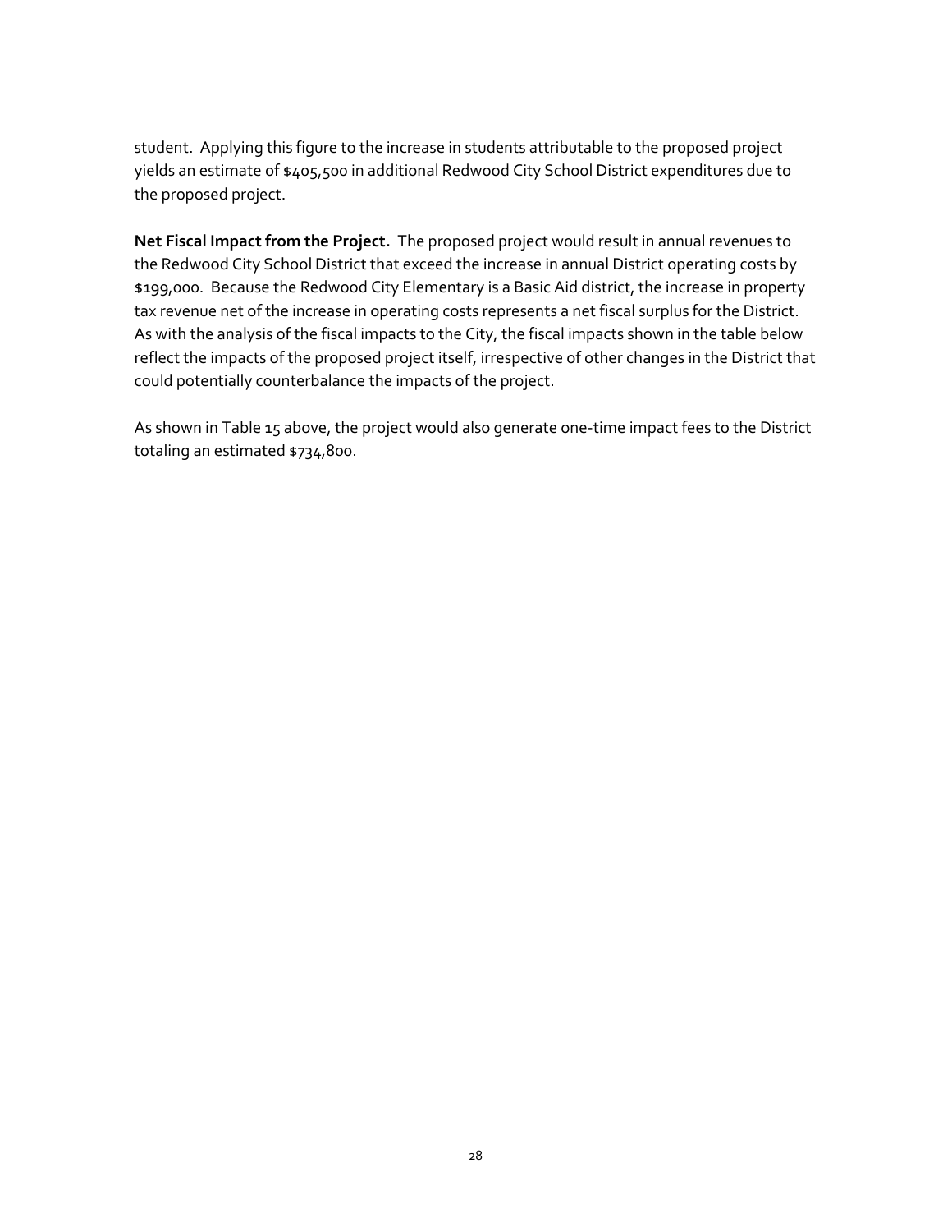student. Applying this figure to the increase in students attributable to the proposed project yields an estimate of $405,500 in additional Redwood City School District expenditures due to the proposed project.

**Net Fiscal Impact from the Project.** The proposed project would result in annual revenues to the Redwood City School District that exceed the increase in annual District operating costs by $199,000. Because the Redwood City Elementary is a Basic Aid district, the increase in property tax revenue net of the increase in operating costs represents a net fiscal surplus for the District. As with the analysis of the fiscal impacts to the City, the fiscal impacts shown in the table below reflect the impacts of the proposed project itself, irrespective of other changes in the District that could potentially counterbalance the impacts of the project.

As shown in Table 15 above, the project would also generate one-time impact fees to the District totaling an estimated $734,800.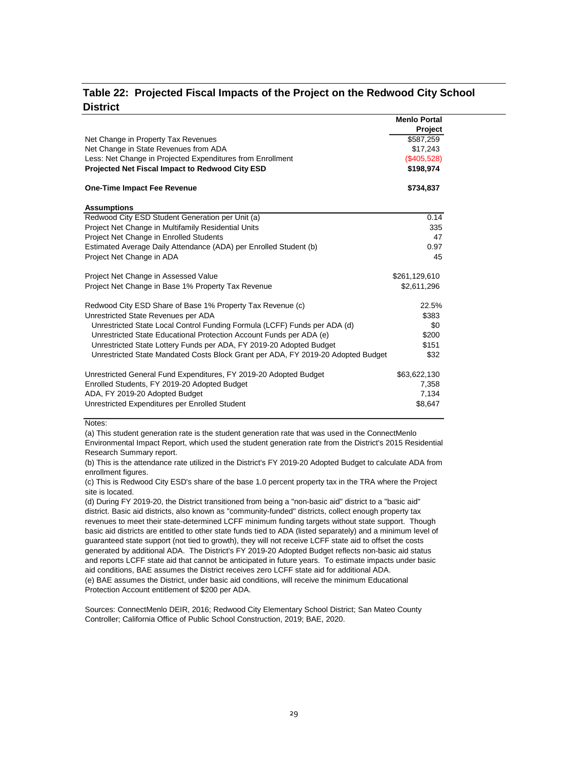## Table 22: Projected Fiscal Impacts of the Project on the Redwood City School District

| | Menlo Portal Project |
|---|---|
| Net Change in Property Tax Revenues | $587,259 |
| Net Change in State Revenues from ADA | $17,243 |
| Less: Net Change in Projected Expenditures from Enrollment | ($405,528) |
| **Projected Net Fiscal Impact to Redwood City ESD** | **$198,974** |
| | |
| **One-Time Impact Fee Revenue** | **$734,837** |
| | |
| **Assumptions** | |
| Redwood City ESD Student Generation per Unit (a) | 0.14 |
| Project Net Change in Multifamily Residential Units | 335 |
| Project Net Change in Enrolled Students | 47 |
| Estimated Average Daily Attendance (ADA) per Enrolled Student (b) | 0.97 |
| Project Net Change in ADA | 45 |
| | |
| Project Net Change in Assessed Value | $261,129,610 |
| Project Net Change in Base 1% Property Tax Revenue | $2,611,296 |
| | |
| Redwood City ESD Share of Base 1% Property Tax Revenue (c) | 22.5% |
| Unrestricted State Revenues per ADA | $383 |
| Unrestricted State Local Control Funding Formula (LCFF) Funds per ADA (d) | $0 |
| Unrestricted State Educational Protection Account Funds per ADA (e) | $200 |
| Unrestricted State Lottery Funds per ADA, FY 2019-20 Adopted Budget | $151 |
| Unrestricted State Mandated Costs Block Grant per ADA, FY 2019-20 Adopted Budget | $32 |
| | |
| Unrestricted General Fund Expenditures, FY 2019-20 Adopted Budget | $63,622,130 |
| Enrolled Students, FY 2019-20 Adopted Budget | 7,358 |
| ADA, FY 2019-20 Adopted Budget | 7,134 |
| Unrestricted Expenditures per Enrolled Student | $8,647 |

Notes:

(a) This student generation rate is the student generation rate that was used in the ConnectMenlo Environmental Impact Report, which used the student generation rate from the District's 2015 Residential Research Summary report.

(b) This is the attendance rate utilized in the District's FY 2019-20 Adopted Budget to calculate ADA from enrollment figures.

(c) This is Redwood City ESD's share of the base 1.0 percent property tax in the TRA where the Project site is located.

(d) During FY 2019-20, the District transitioned from being a "non-basic aid" district to a "basic aid" district. Basic aid districts, also known as "community-funded" districts, collect enough property tax revenues to meet their state-determined LCFF minimum funding targets without state support. Though basic aid districts are entitled to other state funds tied to ADA (listed separately) and a minimum level of guaranteed state support (not tied to growth), they will not receive LCFF state aid to offset the costs generated by additional ADA. The District's FY 2019-20 Adopted Budget reflects non-basic aid status and reports LCFF state aid that cannot be anticipated in future years. To estimate impacts under basic aid conditions, BAE assumes the District receives zero LCFF state aid for additional ADA.

(e) BAE assumes the District, under basic aid conditions, will receive the minimum Educational Protection Account entitlement of $200 per ADA.

Sources: ConnectMenlo DEIR, 2016; Redwood City Elementary School District; San Mateo County Controller; California Office of Public School Construction, 2019; BAE, 2020.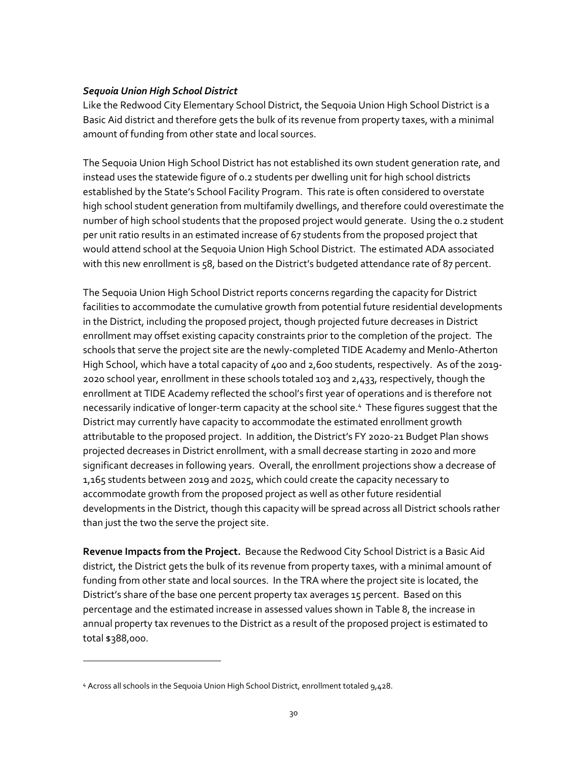### *Sequoia Union High School District*

Like the Redwood City Elementary School District, the Sequoia Union High School District is a Basic Aid district and therefore gets the bulk of its revenue from property taxes, with a minimal amount of funding from other state and local sources.

The Sequoia Union High School District has not established its own student generation rate, and instead uses the statewide figure of 0.2 students per dwelling unit for high school districts established by the State's School Facility Program. This rate is often considered to overstate high school student generation from multifamily dwellings, and therefore could overestimate the number of high school students that the proposed project would generate. Using the 0.2 student per unit ratio results in an estimated increase of 67 students from the proposed project that would attend school at the Sequoia Union High School District. The estimated ADA associated with this new enrollment is 58, based on the District's budgeted attendance rate of 87 percent.

The Sequoia Union High School District reports concerns regarding the capacity for District facilities to accommodate the cumulative growth from potential future residential developments in the District, including the proposed project, though projected future decreases in District enrollment may offset existing capacity constraints prior to the completion of the project. The schools that serve the project site are the newly-completed TIDE Academy and Menlo-Atherton High School, which have a total capacity of 400 and 2,600 students, respectively. As of the 2019-2020 school year, enrollment in these schools totaled 103 and 2,433, respectively, though the enrollment at TIDE Academy reflected the school's first year of operations and is therefore not necessarily indicative of longer-term capacity at the school site.[4] These figures suggest that the District may currently have capacity to accommodate the estimated enrollment growth attributable to the proposed project. In addition, the District's FY 2020-21 Budget Plan shows projected decreases in District enrollment, with a small decrease starting in 2020 and more significant decreases in following years. Overall, the enrollment projections show a decrease of 1,165 students between 2019 and 2025, which could create the capacity necessary to accommodate growth from the proposed project as well as other future residential developments in the District, though this capacity will be spread across all District schools rather than just the two the serve the project site.

**Revenue Impacts from the Project.** Because the Redwood City School District is a Basic Aid district, the District gets the bulk of its revenue from property taxes, with a minimal amount of funding from other state and local sources. In the TRA where the project site is located, the District's share of the base one percent property tax averages 15 percent. Based on this percentage and the estimated increase in assessed values shown in Table 8, the increase in annual property tax revenues to the District as a result of the proposed project is estimated to total $388,000.

---

[4] Across all schools in the Sequoia Union High School District, enrollment totaled 9,428.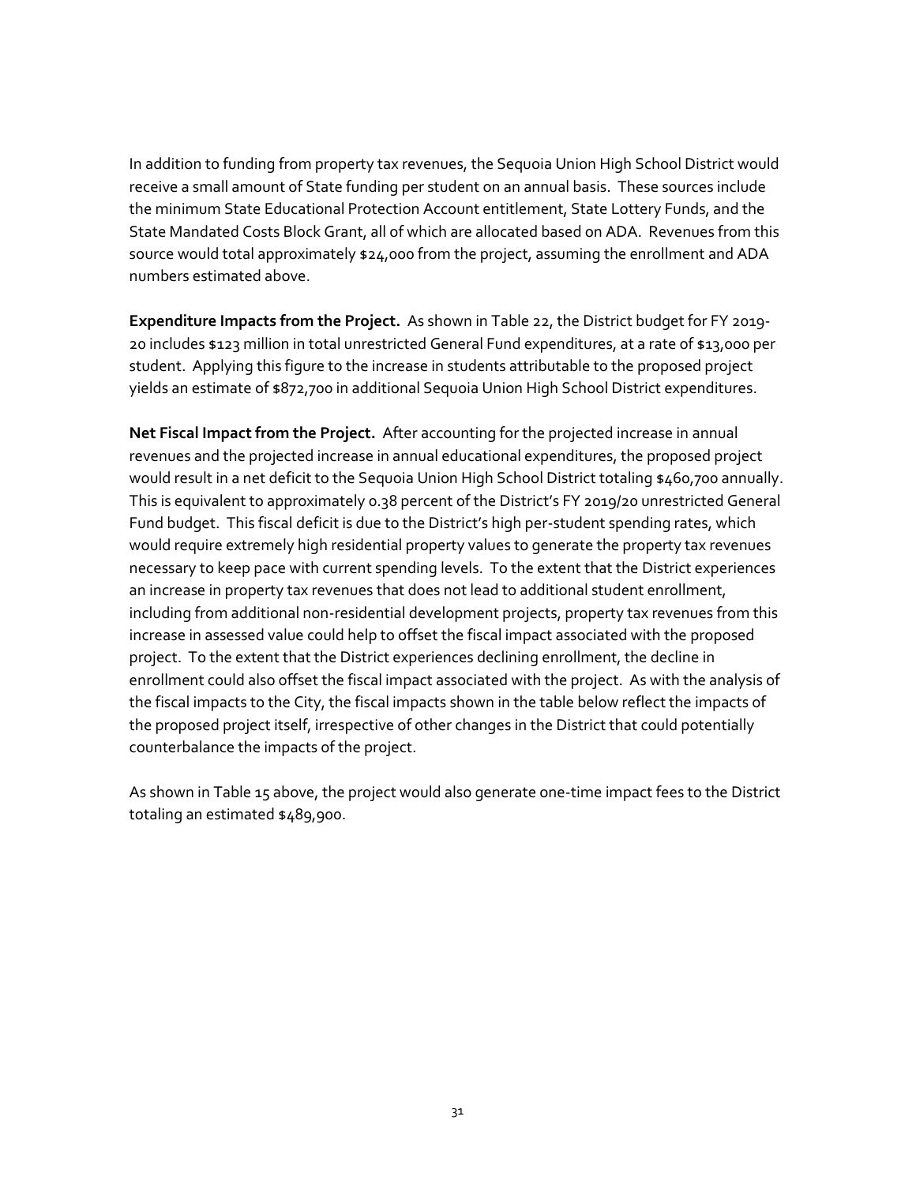In addition to funding from property tax revenues, the Sequoia Union High School District would receive a small amount of State funding per student on an annual basis. These sources include the minimum State Educational Protection Account entitlement, State Lottery Funds, and the State Mandated Costs Block Grant, all of which are allocated based on ADA. Revenues from this source would total approximately $24,000 from the project, assuming the enrollment and ADA numbers estimated above.

**Expenditure Impacts from the Project.** As shown in Table 22, the District budget for FY 2019-20 includes $123 million in total unrestricted General Fund expenditures, at a rate of $13,000 per student. Applying this figure to the increase in students attributable to the proposed project yields an estimate of $872,700 in additional Sequoia Union High School District expenditures.

**Net Fiscal Impact from the Project.** After accounting for the projected increase in annual revenues and the projected increase in annual educational expenditures, the proposed project would result in a net deficit to the Sequoia Union High School District totaling $460,700 annually. This is equivalent to approximately 0.38 percent of the District's FY 2019/20 unrestricted General Fund budget. This fiscal deficit is due to the District's high per-student spending rates, which would require extremely high residential property values to generate the property tax revenues necessary to keep pace with current spending levels. To the extent that the District experiences an increase in property tax revenues that does not lead to additional student enrollment, including from additional non-residential development projects, property tax revenues from this increase in assessed value could help to offset the fiscal impact associated with the proposed project. To the extent that the District experiences declining enrollment, the decline in enrollment could also offset the fiscal impact associated with the project. As with the analysis of the fiscal impacts to the City, the fiscal impacts shown in the table below reflect the impacts of the proposed project itself, irrespective of other changes in the District that could potentially counterbalance the impacts of the project.

As shown in Table 15 above, the project would also generate one-time impact fees to the District totaling an estimated $489,900.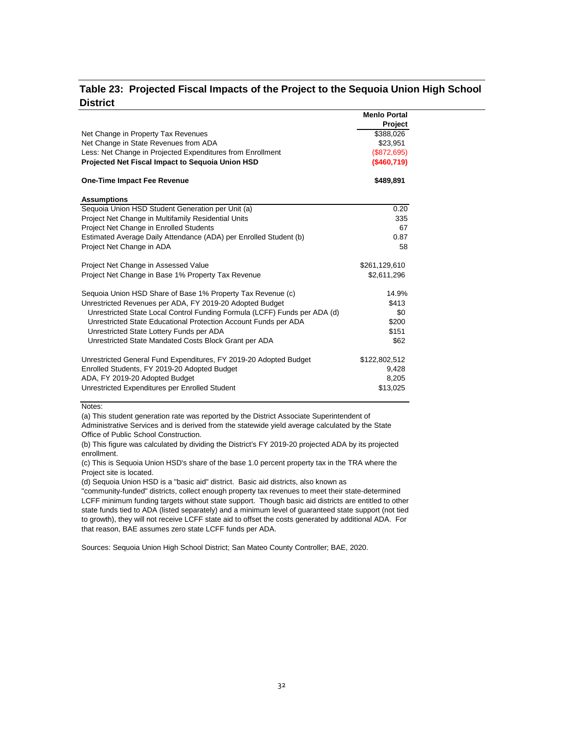## Table 23: Projected Fiscal Impacts of the Project to the Sequoia Union High School District

| | Menlo Portal Project |
|---|---|
| Net Change in Property Tax Revenues | $388,026 |
| Net Change in State Revenues from ADA | $23,951 |
| Less: Net Change in Projected Expenditures from Enrollment | ($872,695) |
| **Projected Net Fiscal Impact to Sequoia Union HSD** | **($460,719)** |
| | |
| **One-Time Impact Fee Revenue** | **$489,891** |
| | |
| **Assumptions** | |
| Sequoia Union HSD Student Generation per Unit (a) | 0.20 |
| Project Net Change in Multifamily Residential Units | 335 |
| Project Net Change in Enrolled Students | 67 |
| Estimated Average Daily Attendance (ADA) per Enrolled Student (b) | 0.87 |
| Project Net Change in ADA | 58 |
| | |
| Project Net Change in Assessed Value | $261,129,610 |
| Project Net Change in Base 1% Property Tax Revenue | $2,611,296 |
| | |
| Sequoia Union HSD Share of Base 1% Property Tax Revenue (c) | 14.9% |
| Unrestricted Revenues per ADA, FY 2019-20 Adopted Budget | $413 |
| Unrestricted State Local Control Funding Formula (LCFF) Funds per ADA (d) | $0 |
| Unrestricted State Educational Protection Account Funds per ADA | $200 |
| Unrestricted State Lottery Funds per ADA | $151 |
| Unrestricted State Mandated Costs Block Grant per ADA | $62 |
| | |
| Unrestricted General Fund Expenditures, FY 2019-20 Adopted Budget | $122,802,512 |
| Enrolled Students, FY 2019-20 Adopted Budget | 9,428 |
| ADA, FY 2019-20 Adopted Budget | 8,205 |
| Unrestricted Expenditures per Enrolled Student | $13,025 |

Notes:

(a) This student generation rate was reported by the District Associate Superintendent of Administrative Services and is derived from the statewide yield average calculated by the State Office of Public School Construction.

(b) This figure was calculated by dividing the District's FY 2019-20 projected ADA by its projected enrollment.

(c) This is Sequoia Union HSD's share of the base 1.0 percent property tax in the TRA where the Project site is located.

(d) Sequoia Union HSD is a "basic aid" district. Basic aid districts, also known as "community-funded" districts, collect enough property tax revenues to meet their state-determined LCFF minimum funding targets without state support. Though basic aid districts are entitled to other state funds tied to ADA (listed separately) and a minimum level of guaranteed state support (not tied to growth), they will not receive LCFF state aid to offset the costs generated by additional ADA. For that reason, BAE assumes zero state LCFF funds per ADA.

Sources: Sequoia Union High School District; San Mateo County Controller; BAE, 2020.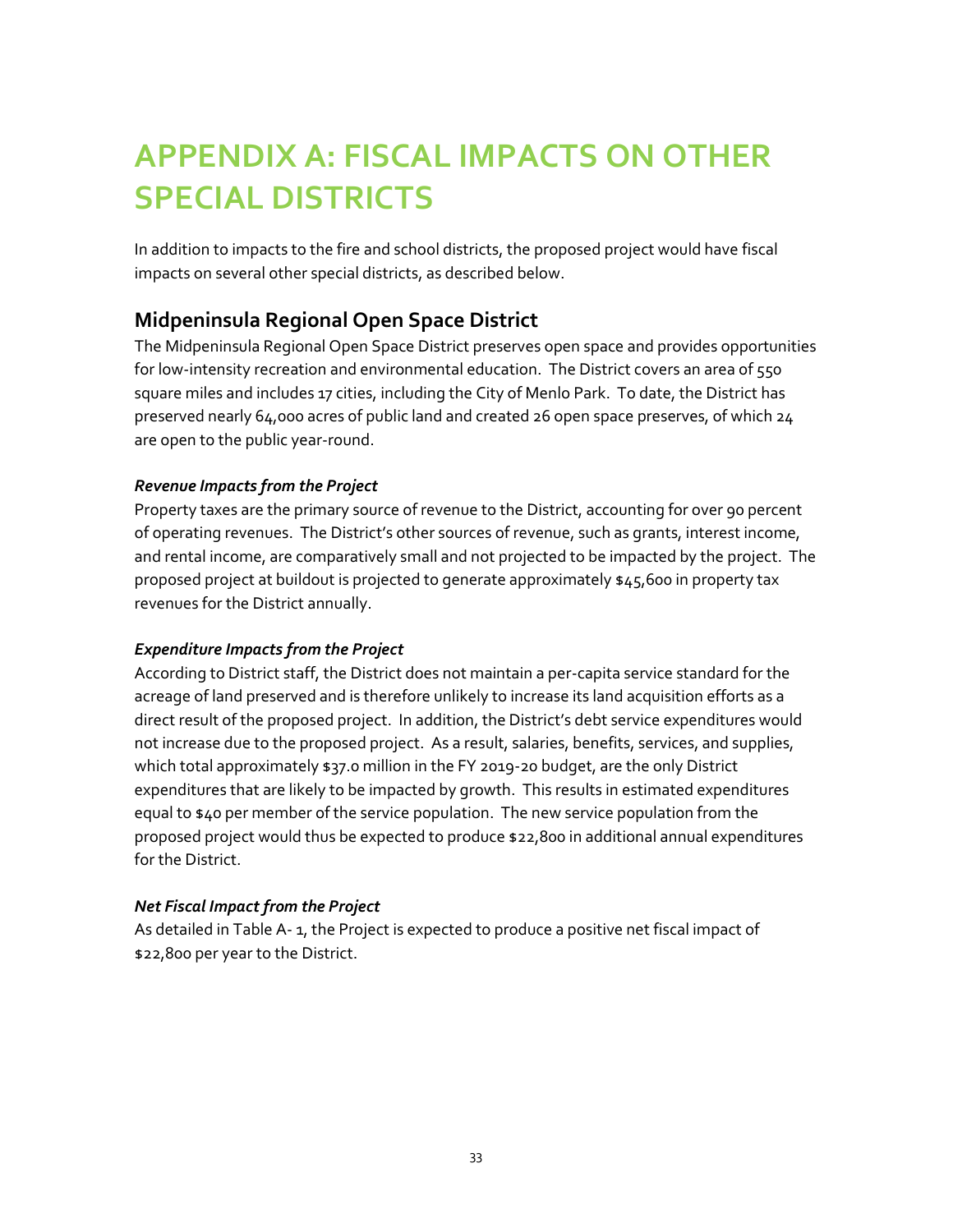# APPENDIX A: FISCAL IMPACTS ON OTHER SPECIAL DISTRICTS

In addition to impacts to the fire and school districts, the proposed project would have fiscal impacts on several other special districts, as described below.

## Midpeninsula Regional Open Space District

The Midpeninsula Regional Open Space District preserves open space and provides opportunities for low-intensity recreation and environmental education. The District covers an area of 550 square miles and includes 17 cities, including the City of Menlo Park. To date, the District has preserved nearly 64,000 acres of public land and created 26 open space preserves, of which 24 are open to the public year-round.

### *Revenue Impacts from the Project*

Property taxes are the primary source of revenue to the District, accounting for over 90 percent of operating revenues. The District's other sources of revenue, such as grants, interest income, and rental income, are comparatively small and not projected to be impacted by the project. The proposed project at buildout is projected to generate approximately $45,600 in property tax revenues for the District annually.

### *Expenditure Impacts from the Project*

According to District staff, the District does not maintain a per-capita service standard for the acreage of land preserved and is therefore unlikely to increase its land acquisition efforts as a direct result of the proposed project. In addition, the District's debt service expenditures would not increase due to the proposed project. As a result, salaries, benefits, services, and supplies, which total approximately $37.0 million in the FY 2019-20 budget, are the only District expenditures that are likely to be impacted by growth. This results in estimated expenditures equal to $40 per member of the service population. The new service population from the proposed project would thus be expected to produce $22,800 in additional annual expenditures for the District.

### *Net Fiscal Impact from the Project*

As detailed in Table A- 1, the Project is expected to produce a positive net fiscal impact of $22,800 per year to the District.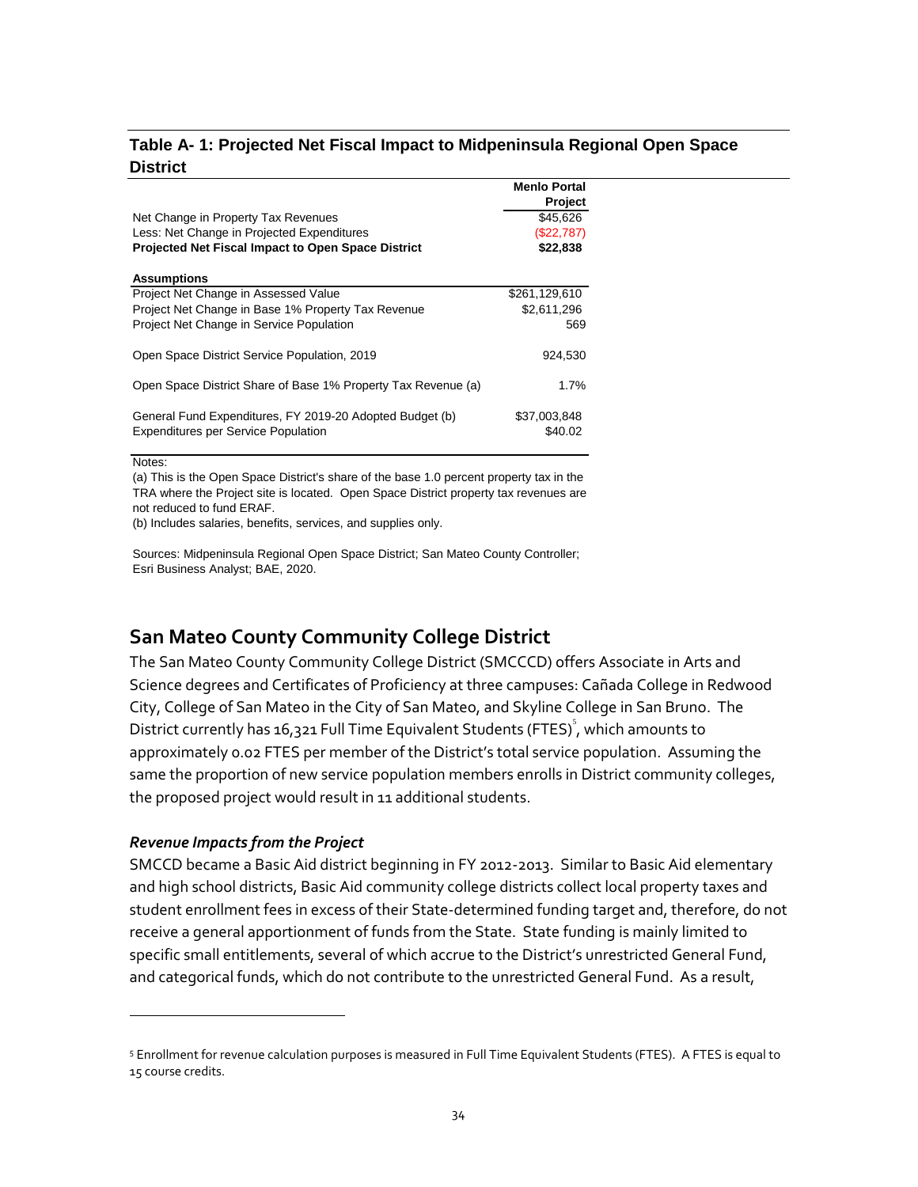**Table A- 1: Projected Net Fiscal Impact to Midpeninsula Regional Open Space District**

| | Menlo Portal Project |
|---|---|
| Net Change in Property Tax Revenues | $45,626 |
| Less: Net Change in Projected Expenditures | ($22,787) |
| **Projected Net Fiscal Impact to Open Space District** | **$22,838** |
| **Assumptions** | |
| Project Net Change in Assessed Value | $261,129,610 |
| Project Net Change in Base 1% Property Tax Revenue | $2,611,296 |
| Project Net Change in Service Population | 569 |
| Open Space District Service Population, 2019 | 924,530 |
| Open Space District Share of Base 1% Property Tax Revenue (a) | 1.7% |
| General Fund Expenditures, FY 2019-20 Adopted Budget (b) | $37,003,848 |
| Expenditures per Service Population | $40.02 |

Notes:

(a) This is the Open Space District's share of the base 1.0 percent property tax in the TRA where the Project site is located. Open Space District property tax revenues are not reduced to fund ERAF.

(b) Includes salaries, benefits, services, and supplies only.

Sources: Midpeninsula Regional Open Space District; San Mateo County Controller; Esri Business Analyst; BAE, 2020.

## San Mateo County Community College District

The San Mateo County Community College District (SMCCCD) offers Associate in Arts and Science degrees and Certificates of Proficiency at three campuses: Cañada College in Redwood City, College of San Mateo in the City of San Mateo, and Skyline College in San Bruno. The District currently has 16,321 Full Time Equivalent Students (FTES)[5], which amounts to approximately 0.02 FTES per member of the District's total service population. Assuming the same the proportion of new service population members enrolls in District community colleges, the proposed project would result in 11 additional students.

### *Revenue Impacts from the Project*

SMCCD became a Basic Aid district beginning in FY 2012-2013. Similar to Basic Aid elementary and high school districts, Basic Aid community college districts collect local property taxes and student enrollment fees in excess of their State-determined funding target and, therefore, do not receive a general apportionment of funds from the State. State funding is mainly limited to specific small entitlements, several of which accrue to the District's unrestricted General Fund, and categorical funds, which do not contribute to the unrestricted General Fund. As a result,

---

[5] Enrollment for revenue calculation purposes is measured in Full Time Equivalent Students (FTES). A FTES is equal to 15 course credits.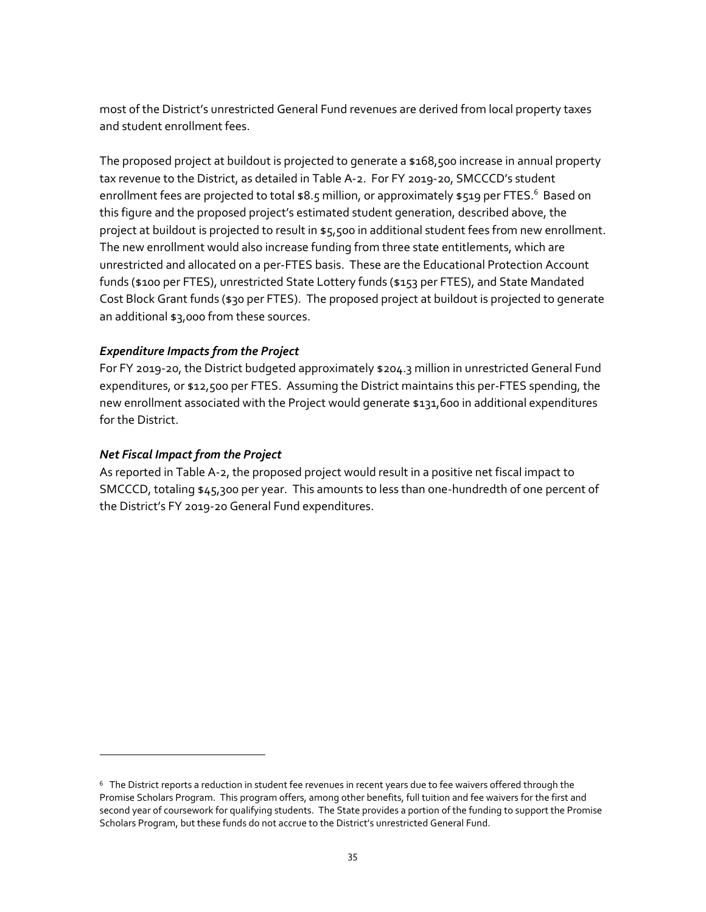most of the District's unrestricted General Fund revenues are derived from local property taxes and student enrollment fees.

The proposed project at buildout is projected to generate a $168,500 increase in annual property tax revenue to the District, as detailed in Table A-2. For FY 2019-20, SMCCCD's student enrollment fees are projected to total $8.5 million, or approximately $519 per FTES.[6] Based on this figure and the proposed project's estimated student generation, described above, the project at buildout is projected to result in $5,500 in additional student fees from new enrollment. The new enrollment would also increase funding from three state entitlements, which are unrestricted and allocated on a per-FTES basis. These are the Educational Protection Account funds ($100 per FTES), unrestricted State Lottery funds ($153 per FTES), and State Mandated Cost Block Grant funds ($30 per FTES). The proposed project at buildout is projected to generate an additional $3,000 from these sources.

### *Expenditure Impacts from the Project*

For FY 2019-20, the District budgeted approximately $204.3 million in unrestricted General Fund expenditures, or $12,500 per FTES. Assuming the District maintains this per-FTES spending, the new enrollment associated with the Project would generate $131,600 in additional expenditures for the District.

### *Net Fiscal Impact from the Project*

As reported in Table A-2, the proposed project would result in a positive net fiscal impact to SMCCCD, totaling $45,300 per year. This amounts to less than one-hundredth of one percent of the District's FY 2019-20 General Fund expenditures.

---

[6] The District reports a reduction in student fee revenues in recent years due to fee waivers offered through the Promise Scholars Program. This program offers, among other benefits, full tuition and fee waivers for the first and second year of coursework for qualifying students. The State provides a portion of the funding to support the Promise Scholars Program, but these funds do not accrue to the District's unrestricted General Fund.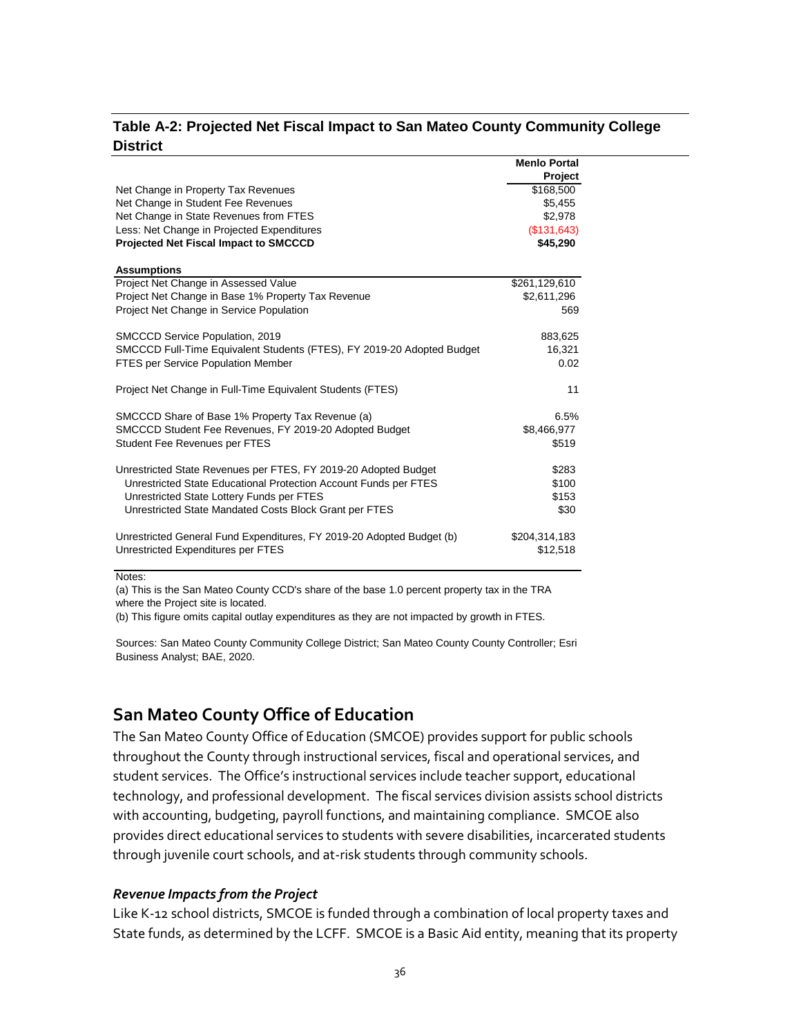**Table A-2: Projected Net Fiscal Impact to San Mateo County Community College District**

| | Menlo Portal Project |
|---|---|
| Net Change in Property Tax Revenues | $168,500 |
| Net Change in Student Fee Revenues | $5,455 |
| Net Change in State Revenues from FTES | $2,978 |
| Less: Net Change in Projected Expenditures | ($131,643) |
| **Projected Net Fiscal Impact to SMCCCD** | **$45,290** |
| | |
| **Assumptions** | |
| Project Net Change in Assessed Value | $261,129,610 |
| Project Net Change in Base 1% Property Tax Revenue | $2,611,296 |
| Project Net Change in Service Population | 569 |
| | |
| SMCCCD Service Population, 2019 | 883,625 |
| SMCCCD Full-Time Equivalent Students (FTES), FY 2019-20 Adopted Budget | 16,321 |
| FTES per Service Population Member | 0.02 |
| | |
| Project Net Change in Full-Time Equivalent Students (FTES) | 11 |
| | |
| SMCCCD Share of Base 1% Property Tax Revenue (a) | 6.5% |
| SMCCCD Student Fee Revenues, FY 2019-20 Adopted Budget | $8,466,977 |
| Student Fee Revenues per FTES | $519 |
| | |
| Unrestricted State Revenues per FTES, FY 2019-20 Adopted Budget | $283 |
| Unrestricted State Educational Protection Account Funds per FTES | $100 |
| Unrestricted State Lottery Funds per FTES | $153 |
| Unrestricted State Mandated Costs Block Grant per FTES | $30 |
| | |
| Unrestricted General Fund Expenditures, FY 2019-20 Adopted Budget (b) | $204,314,183 |
| Unrestricted Expenditures per FTES | $12,518 |

Notes:

(a) This is the San Mateo County CCD's share of the base 1.0 percent property tax in the TRA where the Project site is located.

(b) This figure omits capital outlay expenditures as they are not impacted by growth in FTES.

Sources: San Mateo County Community College District; San Mateo County County Controller; Esri Business Analyst; BAE, 2020.

## San Mateo County Office of Education

The San Mateo County Office of Education (SMCOE) provides support for public schools throughout the County through instructional services, fiscal and operational services, and student services. The Office's instructional services include teacher support, educational technology, and professional development. The fiscal services division assists school districts with accounting, budgeting, payroll functions, and maintaining compliance. SMCOE also provides direct educational services to students with severe disabilities, incarcerated students through juvenile court schools, and at-risk students through community schools.

### *Revenue Impacts from the Project*

Like K-12 school districts, SMCOE is funded through a combination of local property taxes and State funds, as determined by the LCFF. SMCOE is a Basic Aid entity, meaning that its property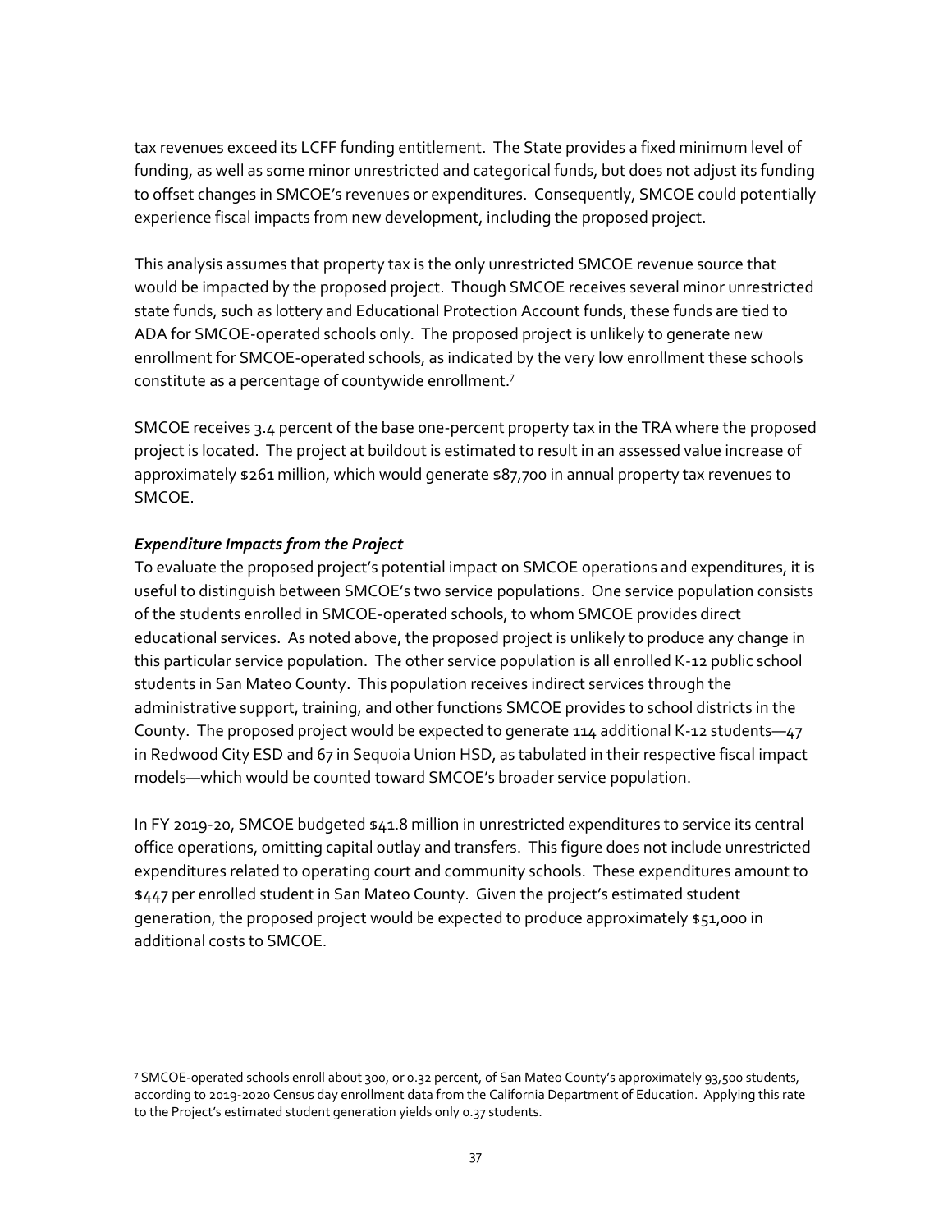tax revenues exceed its LCFF funding entitlement. The State provides a fixed minimum level of funding, as well as some minor unrestricted and categorical funds, but does not adjust its funding to offset changes in SMCOE's revenues or expenditures. Consequently, SMCOE could potentially experience fiscal impacts from new development, including the proposed project.

This analysis assumes that property tax is the only unrestricted SMCOE revenue source that would be impacted by the proposed project. Though SMCOE receives several minor unrestricted state funds, such as lottery and Educational Protection Account funds, these funds are tied to ADA for SMCOE-operated schools only. The proposed project is unlikely to generate new enrollment for SMCOE-operated schools, as indicated by the very low enrollment these schools constitute as a percentage of countywide enrollment.[7]

SMCOE receives 3.4 percent of the base one-percent property tax in the TRA where the proposed project is located. The project at buildout is estimated to result in an assessed value increase of approximately $261 million, which would generate $87,700 in annual property tax revenues to SMCOE.

***Expenditure Impacts from the Project***

To evaluate the proposed project's potential impact on SMCOE operations and expenditures, it is useful to distinguish between SMCOE's two service populations. One service population consists of the students enrolled in SMCOE-operated schools, to whom SMCOE provides direct educational services. As noted above, the proposed project is unlikely to produce any change in this particular service population. The other service population is all enrolled K-12 public school students in San Mateo County. This population receives indirect services through the administrative support, training, and other functions SMCOE provides to school districts in the County. The proposed project would be expected to generate 114 additional K-12 students—47 in Redwood City ESD and 67 in Sequoia Union HSD, as tabulated in their respective fiscal impact models—which would be counted toward SMCOE's broader service population.

In FY 2019-20, SMCOE budgeted $41.8 million in unrestricted expenditures to service its central office operations, omitting capital outlay and transfers. This figure does not include unrestricted expenditures related to operating court and community schools. These expenditures amount to $447 per enrolled student in San Mateo County. Given the project's estimated student generation, the proposed project would be expected to produce approximately $51,000 in additional costs to SMCOE.

---

[7] SMCOE-operated schools enroll about 300, or 0.32 percent, of San Mateo County's approximately 93,500 students, according to 2019-2020 Census day enrollment data from the California Department of Education. Applying this rate to the Project's estimated student generation yields only 0.37 students.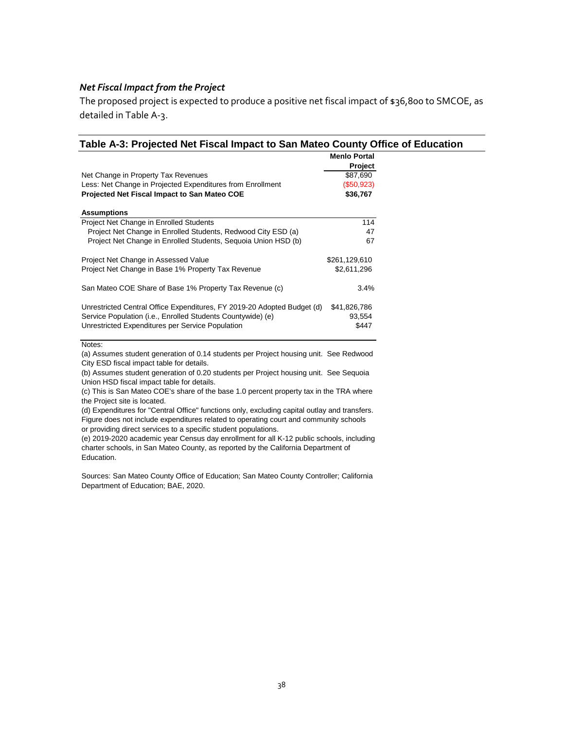### *Net Fiscal Impact from the Project*

The proposed project is expected to produce a positive net fiscal impact of $36,800 to SMCOE, as detailed in Table A-3.

## Table A-3: Projected Net Fiscal Impact to San Mateo County Office of Education

| | Menlo Portal Project |
|---|---|
| Net Change in Property Tax Revenues | $87,690 |
| Less: Net Change in Projected Expenditures from Enrollment | ($50,923) |
| **Projected Net Fiscal Impact to San Mateo COE** | **$36,767** |
| | |
| **Assumptions** | |
| Project Net Change in Enrolled Students | 114 |
| Project Net Change in Enrolled Students, Redwood City ESD (a) | 47 |
| Project Net Change in Enrolled Students, Sequoia Union HSD (b) | 67 |
| | |
| Project Net Change in Assessed Value | $261,129,610 |
| Project Net Change in Base 1% Property Tax Revenue | $2,611,296 |
| | |
| San Mateo COE Share of Base 1% Property Tax Revenue (c) | 3.4% |
| | |
| Unrestricted Central Office Expenditures, FY 2019-20 Adopted Budget (d) | $41,826,786 |
| Service Population (i.e., Enrolled Students Countywide) (e) | 93,554 |
| Unrestricted Expenditures per Service Population | $447 |

Notes:

(a) Assumes student generation of 0.14 students per Project housing unit. See Redwood City ESD fiscal impact table for details.

(b) Assumes student generation of 0.20 students per Project housing unit. See Sequoia Union HSD fiscal impact table for details.

(c) This is San Mateo COE's share of the base 1.0 percent property tax in the TRA where the Project site is located.

(d) Expenditures for "Central Office" functions only, excluding capital outlay and transfers. Figure does not include expenditures related to operating court and community schools or providing direct services to a specific student populations.

(e) 2019-2020 academic year Census day enrollment for all K-12 public schools, including charter schools, in San Mateo County, as reported by the California Department of Education.

Sources: San Mateo County Office of Education; San Mateo County Controller; California Department of Education; BAE, 2020.